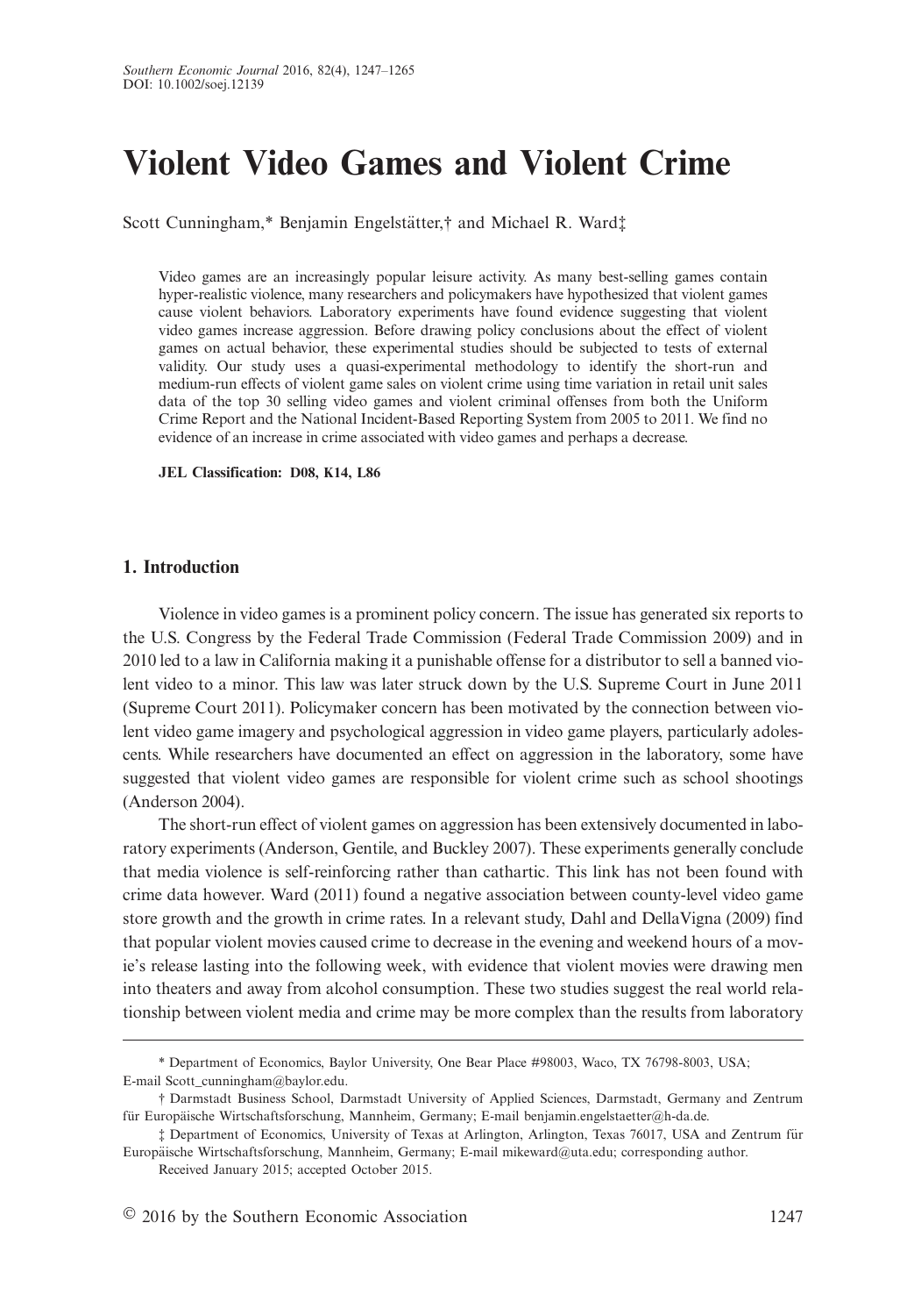# Violent Video Games and Violent Crime

Scott Cunningham,* Benjamin Engelstätter,† and Michael R. Ward‡

Video games are an increasingly popular leisure activity. As many best-selling games contain hyper-realistic violence, many researchers and policymakers have hypothesized that violent games cause violent behaviors. Laboratory experiments have found evidence suggesting that violent video games increase aggression. Before drawing policy conclusions about the effect of violent games on actual behavior, these experimental studies should be subjected to tests of external validity. Our study uses a quasi-experimental methodology to identify the short-run and medium-run effects of violent game sales on violent crime using time variation in retail unit sales data of the top 30 selling video games and violent criminal offenses from both the Uniform Crime Report and the National Incident-Based Reporting System from 2005 to 2011. We find no evidence of an increase in crime associated with video games and perhaps a decrease.

**JEL Classification: D08, K14, L86**

## 1. Introduction

Violence in video games is a prominent policy concern. The issue has generated six reports to the U.S. Congress by the Federal Trade Commission (Federal Trade Commission 2009) and in 2010 led to a law in California making it a punishable offense for a distributor to sell a banned violent video to a minor. This law was later struck down by the U.S. Supreme Court in June 2011 (Supreme Court 2011). Policymaker concern has been motivated by the connection between violent video game imagery and psychological aggression in video game players, particularly adolescents. While researchers have documented an effect on aggression in the laboratory, some have suggested that violent video games are responsible for violent crime such as school shootings (Anderson 2004).

The short-run effect of violent games on aggression has been extensively documented in laboratory experiments (Anderson, Gentile, and Buckley 2007). These experiments generally conclude that media violence is self-reinforcing rather than cathartic. This link has not been found with crime data however. Ward (2011) found a negative association between county-level video game store growth and the growth in crime rates. In a relevant study, Dahl and DellaVigna (2009) find that popular violent movies caused crime to decrease in the evening and weekend hours of a movie's release lasting into the following week, with evidence that violent movies were drawing men into theaters and away from alcohol consumption. These two studies suggest the real world relationship between violent media and crime may be more complex than the results from laboratory

---

\* Department of Economics, Baylor University, One Bear Place #98003, Waco, TX 76798-8003, USA; E-mail Scott_cunningham@baylor.edu.

† Darmstadt Business School, Darmstadt University of Applied Sciences, Darmstadt, Germany and Zentrum für Europäische Wirtschaftsforschung, Mannheim, Germany; E-mail benjamin.engelstaetter@h-da.de.

‡ Department of Economics, University of Texas at Arlington, Arlington, Texas 76017, USA and Zentrum für Europäische Wirtschaftsforschung, Mannheim, Germany; E-mail mikeward@uta.edu; corresponding author.

Received January 2015; accepted October 2015.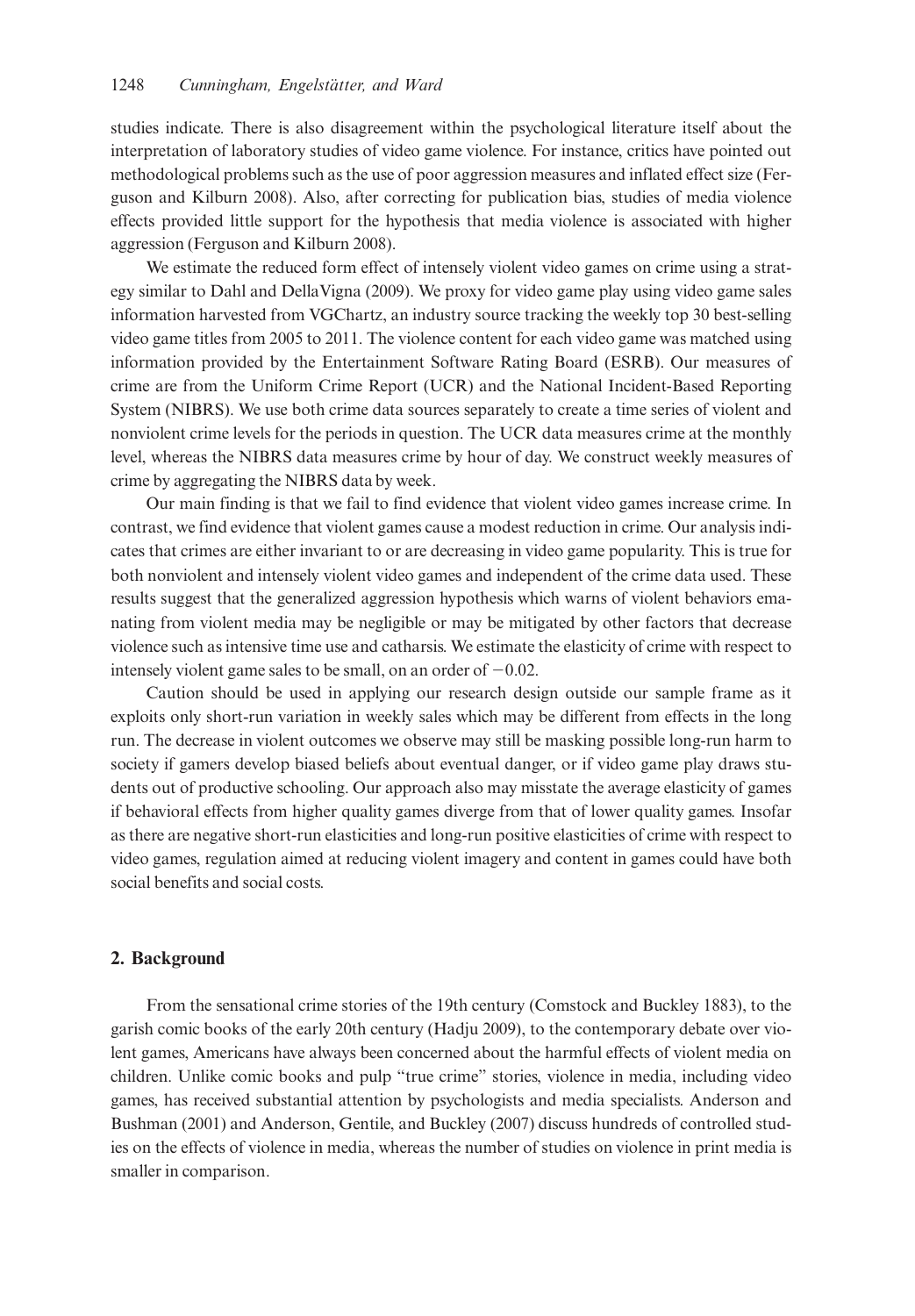studies indicate. There is also disagreement within the psychological literature itself about the interpretation of laboratory studies of video game violence. For instance, critics have pointed out methodological problems such as the use of poor aggression measures and inflated effect size (Ferguson and Kilburn 2008). Also, after correcting for publication bias, studies of media violence effects provided little support for the hypothesis that media violence is associated with higher aggression (Ferguson and Kilburn 2008).

We estimate the reduced form effect of intensely violent video games on crime using a strategy similar to Dahl and DellaVigna (2009). We proxy for video game play using video game sales information harvested from VGChartz, an industry source tracking the weekly top 30 best-selling video game titles from 2005 to 2011. The violence content for each video game was matched using information provided by the Entertainment Software Rating Board (ESRB). Our measures of crime are from the Uniform Crime Report (UCR) and the National Incident-Based Reporting System (NIBRS). We use both crime data sources separately to create a time series of violent and nonviolent crime levels for the periods in question. The UCR data measures crime at the monthly level, whereas the NIBRS data measures crime by hour of day. We construct weekly measures of crime by aggregating the NIBRS data by week.

Our main finding is that we fail to find evidence that violent video games increase crime. In contrast, we find evidence that violent games cause a modest reduction in crime. Our analysis indicates that crimes are either invariant to or are decreasing in video game popularity. This is true for both nonviolent and intensely violent video games and independent of the crime data used. These results suggest that the generalized aggression hypothesis which warns of violent behaviors emanating from violent media may be negligible or may be mitigated by other factors that decrease violence such as intensive time use and catharsis. We estimate the elasticity of crime with respect to intensely violent game sales to be small, on an order of $-0.02$.

Caution should be used in applying our research design outside our sample frame as it exploits only short-run variation in weekly sales which may be different from effects in the long run. The decrease in violent outcomes we observe may still be masking possible long-run harm to society if gamers develop biased beliefs about eventual danger, or if video game play draws students out of productive schooling. Our approach also may misstate the average elasticity of games if behavioral effects from higher quality games diverge from that of lower quality games. Insofar as there are negative short-run elasticities and long-run positive elasticities of crime with respect to video games, regulation aimed at reducing violent imagery and content in games could have both social benefits and social costs.

## 2. Background

From the sensational crime stories of the 19th century (Comstock and Buckley 1883), to the garish comic books of the early 20th century (Hadju 2009), to the contemporary debate over violent games, Americans have always been concerned about the harmful effects of violent media on children. Unlike comic books and pulp "true crime" stories, violence in media, including video games, has received substantial attention by psychologists and media specialists. Anderson and Bushman (2001) and Anderson, Gentile, and Buckley (2007) discuss hundreds of controlled studies on the effects of violence in media, whereas the number of studies on violence in print media is smaller in comparison.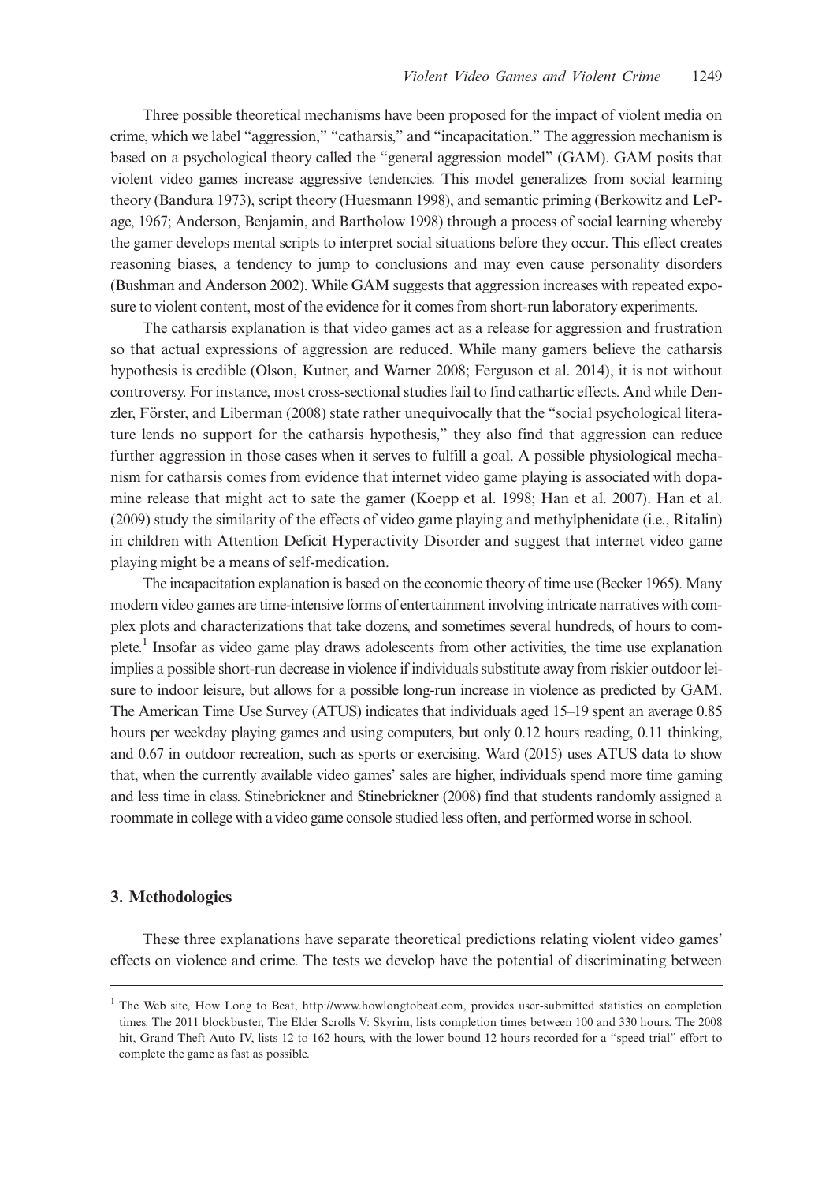Three possible theoretical mechanisms have been proposed for the impact of violent media on crime, which we label "aggression," "catharsis," and "incapacitation." The aggression mechanism is based on a psychological theory called the "general aggression model" (GAM). GAM posits that violent video games increase aggressive tendencies. This model generalizes from social learning theory (Bandura 1973), script theory (Huesmann 1998), and semantic priming (Berkowitz and LePage, 1967; Anderson, Benjamin, and Bartholow 1998) through a process of social learning whereby the gamer develops mental scripts to interpret social situations before they occur. This effect creates reasoning biases, a tendency to jump to conclusions and may even cause personality disorders (Bushman and Anderson 2002). While GAM suggests that aggression increases with repeated exposure to violent content, most of the evidence for it comes from short-run laboratory experiments.

The catharsis explanation is that video games act as a release for aggression and frustration so that actual expressions of aggression are reduced. While many gamers believe the catharsis hypothesis is credible (Olson, Kutner, and Warner 2008; Ferguson et al. 2014), it is not without controversy. For instance, most cross-sectional studies fail to find cathartic effects. And while Denzler, Förster, and Liberman (2008) state rather unequivocally that the "social psychological literature lends no support for the catharsis hypothesis," they also find that aggression can reduce further aggression in those cases when it serves to fulfill a goal. A possible physiological mechanism for catharsis comes from evidence that internet video game playing is associated with dopamine release that might act to sate the gamer (Koepp et al. 1998; Han et al. 2007). Han et al. (2009) study the similarity of the effects of video game playing and methylphenidate (i.e., Ritalin) in children with Attention Deficit Hyperactivity Disorder and suggest that internet video game playing might be a means of self-medication.

The incapacitation explanation is based on the economic theory of time use (Becker 1965). Many modern video games are time-intensive forms of entertainment involving intricate narratives with complex plots and characterizations that take dozens, and sometimes several hundreds, of hours to complete.[1] Insofar as video game play draws adolescents from other activities, the time use explanation implies a possible short-run decrease in violence if individuals substitute away from riskier outdoor leisure to indoor leisure, but allows for a possible long-run increase in violence as predicted by GAM. The American Time Use Survey (ATUS) indicates that individuals aged 15–19 spent an average 0.85 hours per weekday playing games and using computers, but only 0.12 hours reading, 0.11 thinking, and 0.67 in outdoor recreation, such as sports or exercising. Ward (2015) uses ATUS data to show that, when the currently available video games' sales are higher, individuals spend more time gaming and less time in class. Stinebrickner and Stinebrickner (2008) find that students randomly assigned a roommate in college with a video game console studied less often, and performed worse in school.

## 3. Methodologies

These three explanations have separate theoretical predictions relating violent video games' effects on violence and crime. The tests we develop have the potential of discriminating between

[1] The Web site, How Long to Beat, http://www.howlongtobeat.com, provides user-submitted statistics on completion times. The 2011 blockbuster, The Elder Scrolls V: Skyrim, lists completion times between 100 and 330 hours. The 2008 hit, Grand Theft Auto IV, lists 12 to 162 hours, with the lower bound 12 hours recorded for a "speed trial" effort to complete the game as fast as possible.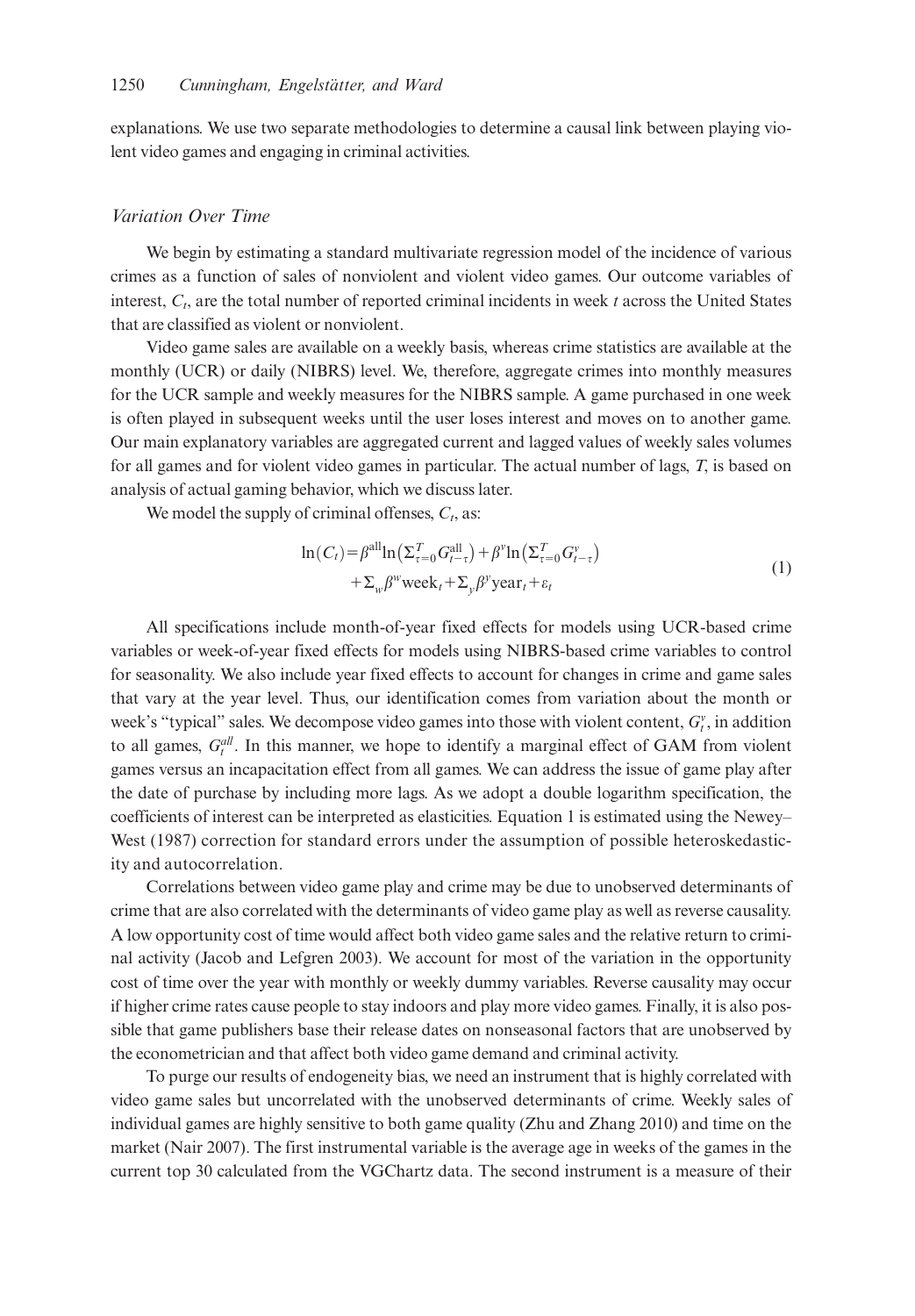explanations. We use two separate methodologies to determine a causal link between playing violent video games and engaging in criminal activities.

### *Variation Over Time*

We begin by estimating a standard multivariate regression model of the incidence of various crimes as a function of sales of nonviolent and violent video games. Our outcome variables of interest, $C_t$, are the total number of reported criminal incidents in week $t$ across the United States that are classified as violent or nonviolent.

Video game sales are available on a weekly basis, whereas crime statistics are available at the monthly (UCR) or daily (NIBRS) level. We, therefore, aggregate crimes into monthly measures for the UCR sample and weekly measures for the NIBRS sample. A game purchased in one week is often played in subsequent weeks until the user loses interest and moves on to another game. Our main explanatory variables are aggregated current and lagged values of weekly sales volumes for all games and for violent video games in particular. The actual number of lags, $T$, is based on analysis of actual gaming behavior, which we discuss later.

We model the supply of criminal offenses, $C_t$, as:

$$
\begin{aligned}
\ln(C_t) = \beta^{\text{all}} \ln\left(\Sigma_{\tau=0}^{T} G_{t-\tau}^{\text{all}}\right) + \beta^{v} \ln\left(\Sigma_{\tau=0}^{T} G_{t-\tau}^{v}\right) \\
+ \Sigma_w \beta^{w} \text{week}_t + \Sigma_y \beta^{y} \text{year}_t + \varepsilon_t
\end{aligned}
\tag{1}
$$

All specifications include month-of-year fixed effects for models using UCR-based crime variables or week-of-year fixed effects for models using NIBRS-based crime variables to control for seasonality. We also include year fixed effects to account for changes in crime and game sales that vary at the year level. Thus, our identification comes from variation about the month or week's "typical" sales. We decompose video games into those with violent content, $G_t^v$, in addition to all games, $G_t^{all}$. In this manner, we hope to identify a marginal effect of GAM from violent games versus an incapacitation effect from all games. We can address the issue of game play after the date of purchase by including more lags. As we adopt a double logarithm specification, the coefficients of interest can be interpreted as elasticities. Equation 1 is estimated using the Newey–West (1987) correction for standard errors under the assumption of possible heteroskedasticity and autocorrelation.

Correlations between video game play and crime may be due to unobserved determinants of crime that are also correlated with the determinants of video game play as well as reverse causality. A low opportunity cost of time would affect both video game sales and the relative return to criminal activity (Jacob and Lefgren 2003). We account for most of the variation in the opportunity cost of time over the year with monthly or weekly dummy variables. Reverse causality may occur if higher crime rates cause people to stay indoors and play more video games. Finally, it is also possible that game publishers base their release dates on nonseasonal factors that are unobserved by the econometrician and that affect both video game demand and criminal activity.

To purge our results of endogeneity bias, we need an instrument that is highly correlated with video game sales but uncorrelated with the unobserved determinants of crime. Weekly sales of individual games are highly sensitive to both game quality (Zhu and Zhang 2010) and time on the market (Nair 2007). The first instrumental variable is the average age in weeks of the games in the current top 30 calculated from the VGChartz data. The second instrument is a measure of their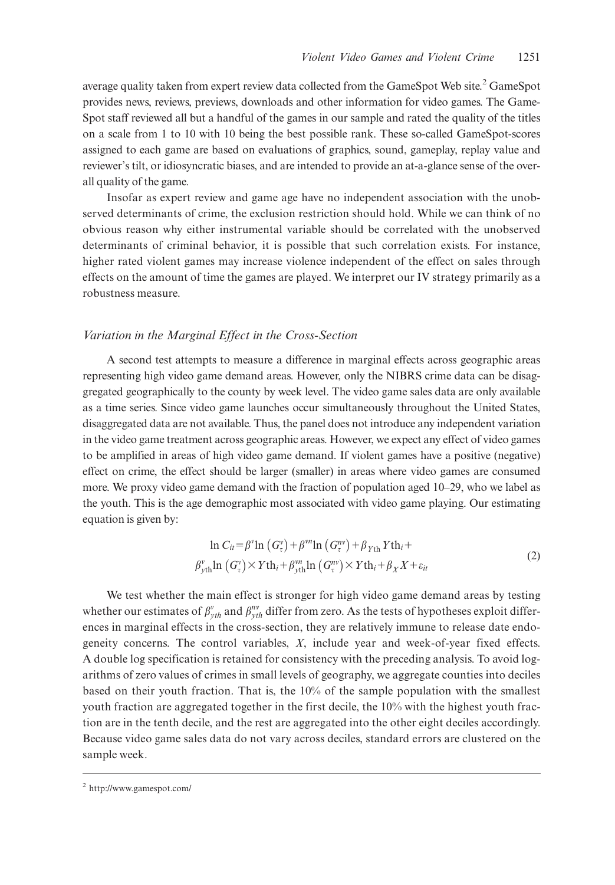average quality taken from expert review data collected from the GameSpot Web site.[2] GameSpot provides news, reviews, previews, downloads and other information for video games. The GameSpot staff reviewed all but a handful of the games in our sample and rated the quality of the titles on a scale from 1 to 10 with 10 being the best possible rank. These so-called GameSpot-scores assigned to each game are based on evaluations of graphics, sound, gameplay, replay value and reviewer's tilt, or idiosyncratic biases, and are intended to provide an at-a-glance sense of the overall quality of the game.

Insofar as expert review and game age have no independent association with the unobserved determinants of crime, the exclusion restriction should hold. While we can think of no obvious reason why either instrumental variable should be correlated with the unobserved determinants of criminal behavior, it is possible that such correlation exists. For instance, higher rated violent games may increase violence independent of the effect on sales through effects on the amount of time the games are played. We interpret our IV strategy primarily as a robustness measure.

### *Variation in the Marginal Effect in the Cross-Section*

A second test attempts to measure a difference in marginal effects across geographic areas representing high video game demand areas. However, only the NIBRS crime data can be disaggregated geographically to the county by week level. The video game sales data are only available as a time series. Since video game launches occur simultaneously throughout the United States, disaggregated data are not available. Thus, the panel does not introduce any independent variation in the video game treatment across geographic areas. However, we expect any effect of video games to be amplified in areas of high video game demand. If violent games have a positive (negative) effect on crime, the effect should be larger (smaller) in areas where video games are consumed more. We proxy video game demand with the fraction of population aged 10–29, who we label as the youth. This is the age demographic most associated with video game playing. Our estimating equation is given by:

$$\begin{gathered}\ln C_{it} = \beta^{v} \ln\left(G_{\tau}^{v}\right) + \beta^{vn} \ln\left(G_{\tau}^{nv}\right) + \beta_{Y\text{th}} Y\text{th}_i + \\ \beta_{y\text{th}}^{v} \ln\left(G_{\tau}^{v}\right) \times Y\text{th}_i + \beta_{y\text{th}}^{vn} \ln\left(G_{\tau}^{nv}\right) \times Y\text{th}_i + \beta_X X + \varepsilon_{it}\end{gathered} \tag{2}$$

We test whether the main effect is stronger for high video game demand areas by testing whether our estimates of $\beta_{yth}^{v}$ and $\beta_{yth}^{nv}$ differ from zero. As the tests of hypotheses exploit differences in marginal effects in the cross-section, they are relatively immune to release date endogeneity concerns. The control variables, $X$, include year and week-of-year fixed effects. A double log specification is retained for consistency with the preceding analysis. To avoid logarithms of zero values of crimes in small levels of geography, we aggregate counties into deciles based on their youth fraction. That is, the 10% of the sample population with the smallest youth fraction are aggregated together in the first decile, the 10% with the highest youth fraction are in the tenth decile, and the rest are aggregated into the other eight deciles accordingly. Because video game sales data do not vary across deciles, standard errors are clustered on the sample week.

---

[2] http://www.gamespot.com/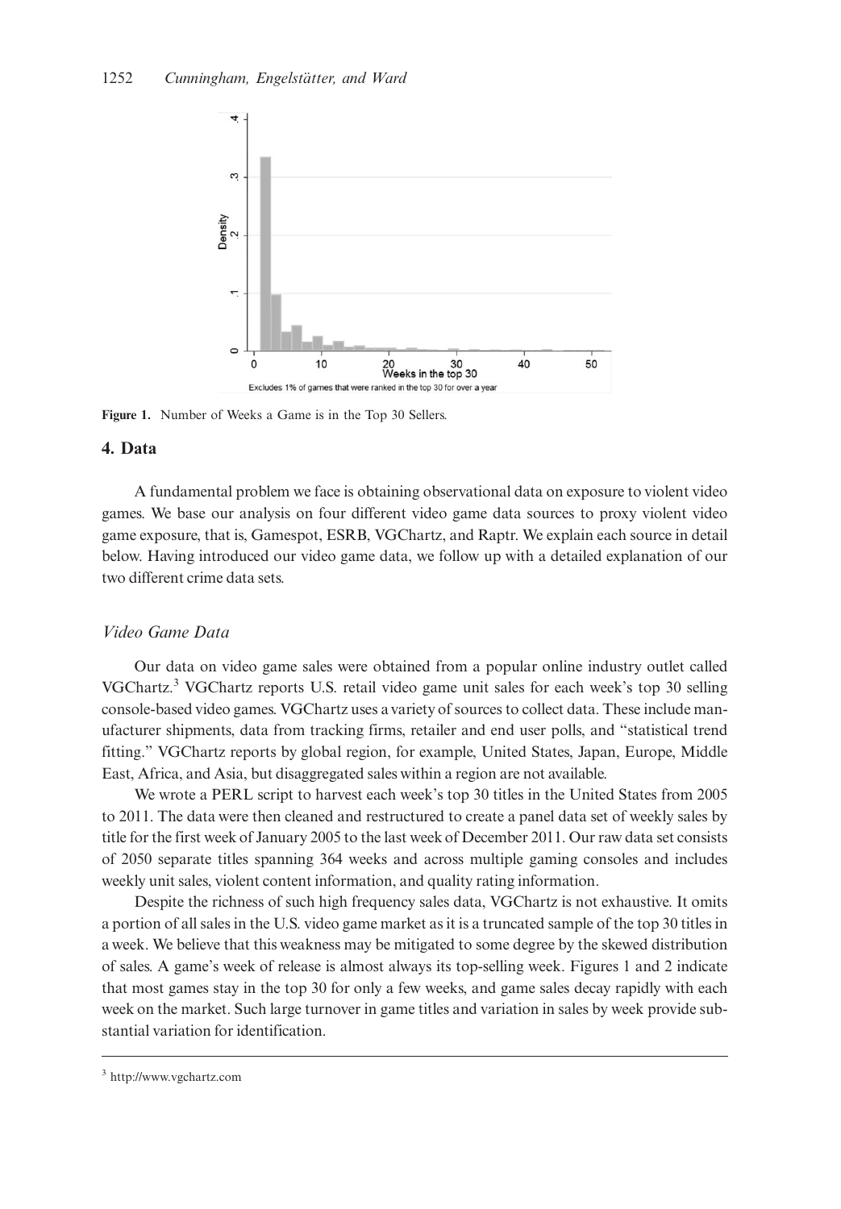Figure 1. Number of Weeks a Game is in the Top 30 Sellers.

## 4. Data

A fundamental problem we face is obtaining observational data on exposure to violent video games. We base our analysis on four different video game data sources to proxy violent video game exposure, that is, Gamespot, ESRB, VGChartz, and Raptr. We explain each source in detail below. Having introduced our video game data, we follow up with a detailed explanation of our two different crime data sets.

### *Video Game Data*

Our data on video game sales were obtained from a popular online industry outlet called VGChartz.[3] VGChartz reports U.S. retail video game unit sales for each week's top 30 selling console-based video games. VGChartz uses a variety of sources to collect data. These include manufacturer shipments, data from tracking firms, retailer and end user polls, and "statistical trend fitting." VGChartz reports by global region, for example, United States, Japan, Europe, Middle East, Africa, and Asia, but disaggregated sales within a region are not available.

We wrote a PERL script to harvest each week's top 30 titles in the United States from 2005 to 2011. The data were then cleaned and restructured to create a panel data set of weekly sales by title for the first week of January 2005 to the last week of December 2011. Our raw data set consists of 2050 separate titles spanning 364 weeks and across multiple gaming consoles and includes weekly unit sales, violent content information, and quality rating information.

Despite the richness of such high frequency sales data, VGChartz is not exhaustive. It omits a portion of all sales in the U.S. video game market as it is a truncated sample of the top 30 titles in a week. We believe that this weakness may be mitigated to some degree by the skewed distribution of sales. A game's week of release is almost always its top-selling week. Figures 1 and 2 indicate that most games stay in the top 30 for only a few weeks, and game sales decay rapidly with each week on the market. Such large turnover in game titles and variation in sales by week provide substantial variation for identification.

[3] http://www.vgchartz.com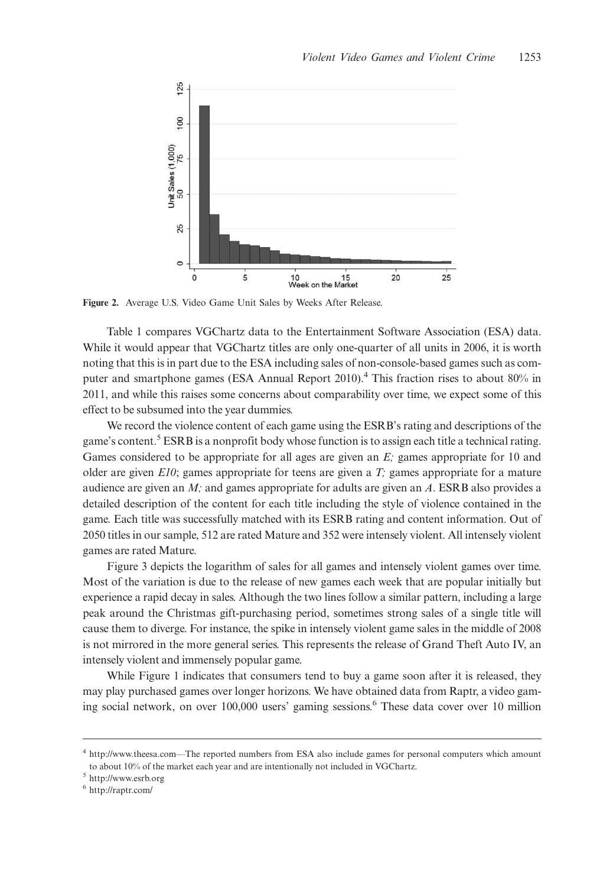Figure 2. Average U.S. Video Game Unit Sales by Weeks After Release.

Table 1 compares VGChartz data to the Entertainment Software Association (ESA) data. While it would appear that VGChartz titles are only one-quarter of all units in 2006, it is worth noting that this is in part due to the ESA including sales of non-console-based games such as computer and smartphone games (ESA Annual Report 2010).[4] This fraction rises to about 80% in 2011, and while this raises some concerns about comparability over time, we expect some of this effect to be subsumed into the year dummies.

We record the violence content of each game using the ESRB's rating and descriptions of the game's content.[5] ESRB is a nonprofit body whose function is to assign each title a technical rating. Games considered to be appropriate for all ages are given an *E;* games appropriate for 10 and older are given *E10*; games appropriate for teens are given a *T;* games appropriate for a mature audience are given an *M;* and games appropriate for adults are given an *A*. ESRB also provides a detailed description of the content for each title including the style of violence contained in the game. Each title was successfully matched with its ESRB rating and content information. Out of 2050 titles in our sample, 512 are rated Mature and 352 were intensely violent. All intensely violent games are rated Mature.

Figure 3 depicts the logarithm of sales for all games and intensely violent games over time. Most of the variation is due to the release of new games each week that are popular initially but experience a rapid decay in sales. Although the two lines follow a similar pattern, including a large peak around the Christmas gift-purchasing period, sometimes strong sales of a single title will cause them to diverge. For instance, the spike in intensely violent game sales in the middle of 2008 is not mirrored in the more general series. This represents the release of Grand Theft Auto IV, an intensely violent and immensely popular game.

While Figure 1 indicates that consumers tend to buy a game soon after it is released, they may play purchased games over longer horizons. We have obtained data from Raptr, a video gaming social network, on over 100,000 users' gaming sessions.[6] These data cover over 10 million

---

[4] http://www.theesa.com—The reported numbers from ESA also include games for personal computers which amount to about 10% of the market each year and are intentionally not included in VGChartz.

[5] http://www.esrb.org

[6] http://raptr.com/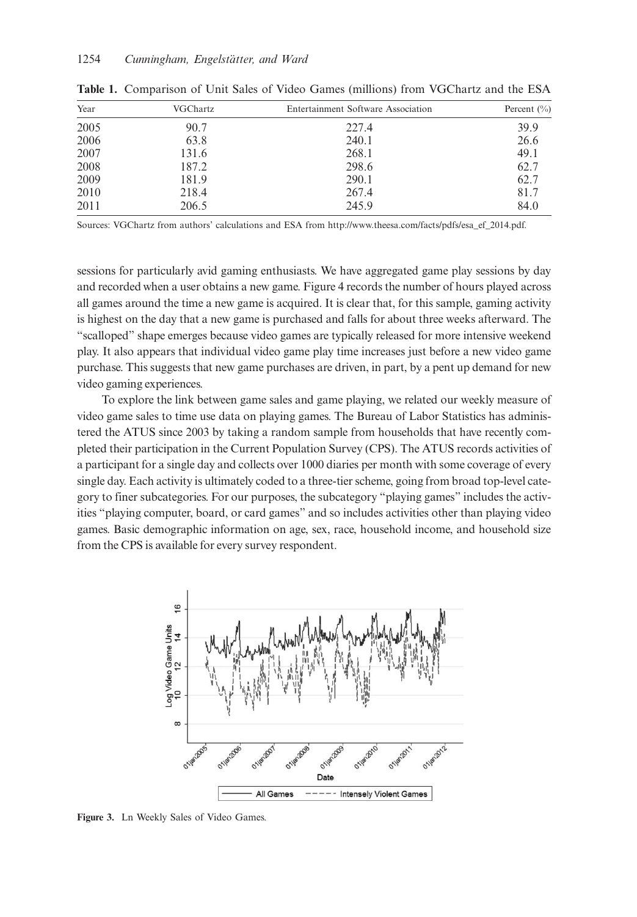**Table 1.** Comparison of Unit Sales of Video Games (millions) from VGChartz and the ESA

| Year | VGChartz | Entertainment Software Association | Percent (%) |
|---|---|---|---|
| 2005 | 90.7 | 227.4 | 39.9 |
| 2006 | 63.8 | 240.1 | 26.6 |
| 2007 | 131.6 | 268.1 | 49.1 |
| 2008 | 187.2 | 298.6 | 62.7 |
| 2009 | 181.9 | 290.1 | 62.7 |
| 2010 | 218.4 | 267.4 | 81.7 |
| 2011 | 206.5 | 245.9 | 84.0 |

Sources: VGChartz from authors' calculations and ESA from http://www.theesa.com/facts/pdfs/esa_ef_2014.pdf.

sessions for particularly avid gaming enthusiasts. We have aggregated game play sessions by day and recorded when a user obtains a new game. Figure 4 records the number of hours played across all games around the time a new game is acquired. It is clear that, for this sample, gaming activity is highest on the day that a new game is purchased and falls for about three weeks afterward. The "scalloped" shape emerges because video games are typically released for more intensive weekend play. It also appears that individual video game play time increases just before a new video game purchase. This suggests that new game purchases are driven, in part, by a pent up demand for new video gaming experiences.

To explore the link between game sales and game playing, we related our weekly measure of video game sales to time use data on playing games. The Bureau of Labor Statistics has administered the ATUS since 2003 by taking a random sample from households that have recently completed their participation in the Current Population Survey (CPS). The ATUS records activities of a participant for a single day and collects over 1000 diaries per month with some coverage of every single day. Each activity is ultimately coded to a three-tier scheme, going from broad top-level category to finer subcategories. For our purposes, the subcategory "playing games" includes the activities "playing computer, board, or card games" and so includes activities other than playing video games. Basic demographic information on age, sex, race, household income, and household size from the CPS is available for every survey respondent.

**Figure 3.** Ln Weekly Sales of Video Games.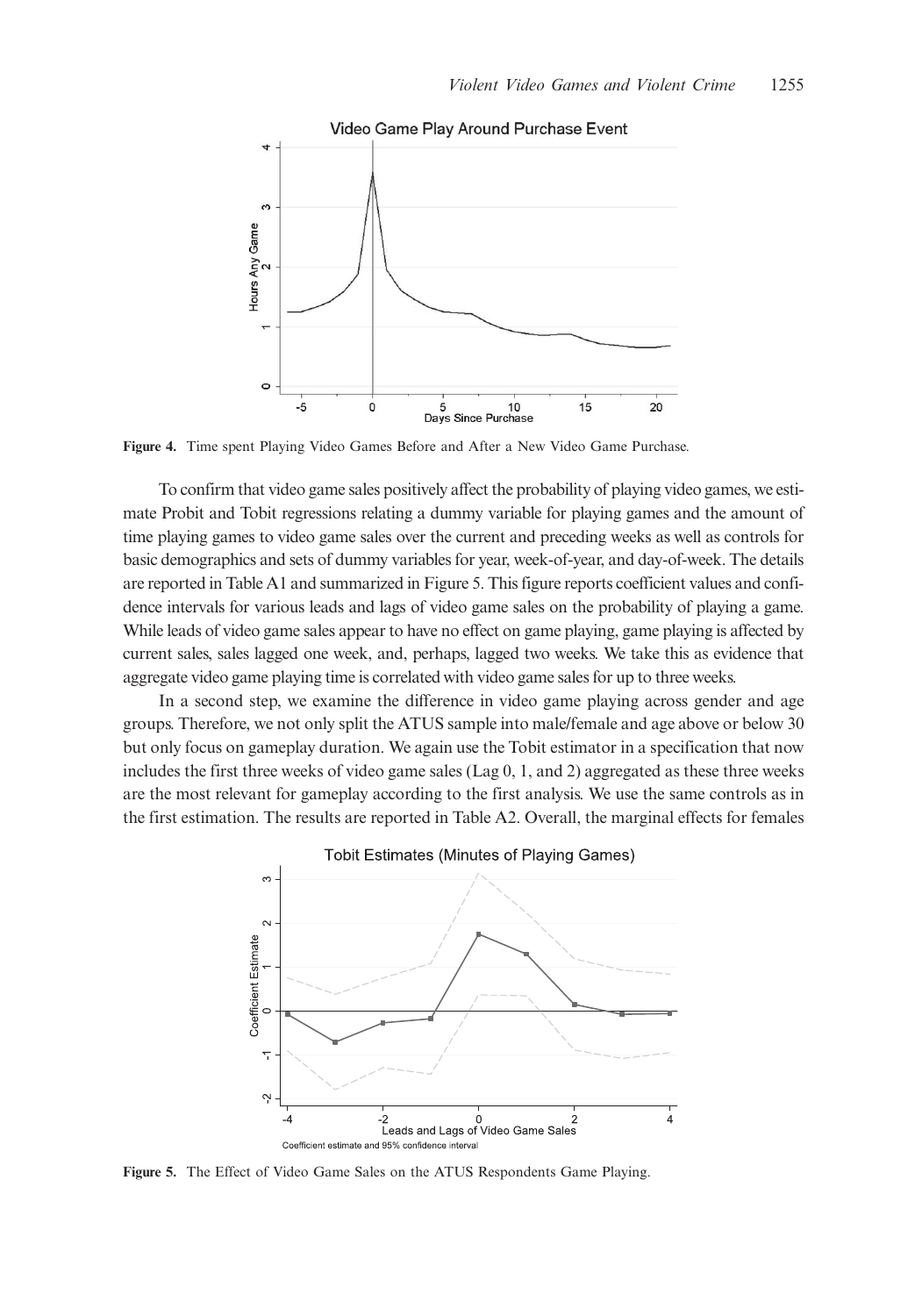**Figure 4.** Time spent Playing Video Games Before and After a New Video Game Purchase.

To confirm that video game sales positively affect the probability of playing video games, we estimate Probit and Tobit regressions relating a dummy variable for playing games and the amount of time playing games to video game sales over the current and preceding weeks as well as controls for basic demographics and sets of dummy variables for year, week-of-year, and day-of-week. The details are reported in Table A1 and summarized in Figure 5. This figure reports coefficient values and confidence intervals for various leads and lags of video game sales on the probability of playing a game. While leads of video game sales appear to have no effect on game playing, game playing is affected by current sales, sales lagged one week, and, perhaps, lagged two weeks. We take this as evidence that aggregate video game playing time is correlated with video game sales for up to three weeks.

In a second step, we examine the difference in video game playing across gender and age groups. Therefore, we not only split the ATUS sample into male/female and age above or below 30 but only focus on gameplay duration. We again use the Tobit estimator in a specification that now includes the first three weeks of video game sales (Lag 0, 1, and 2) aggregated as these three weeks are the most relevant for gameplay according to the first analysis. We use the same controls as in the first estimation. The results are reported in Table A2. Overall, the marginal effects for females

**Figure 5.** The Effect of Video Game Sales on the ATUS Respondents Game Playing.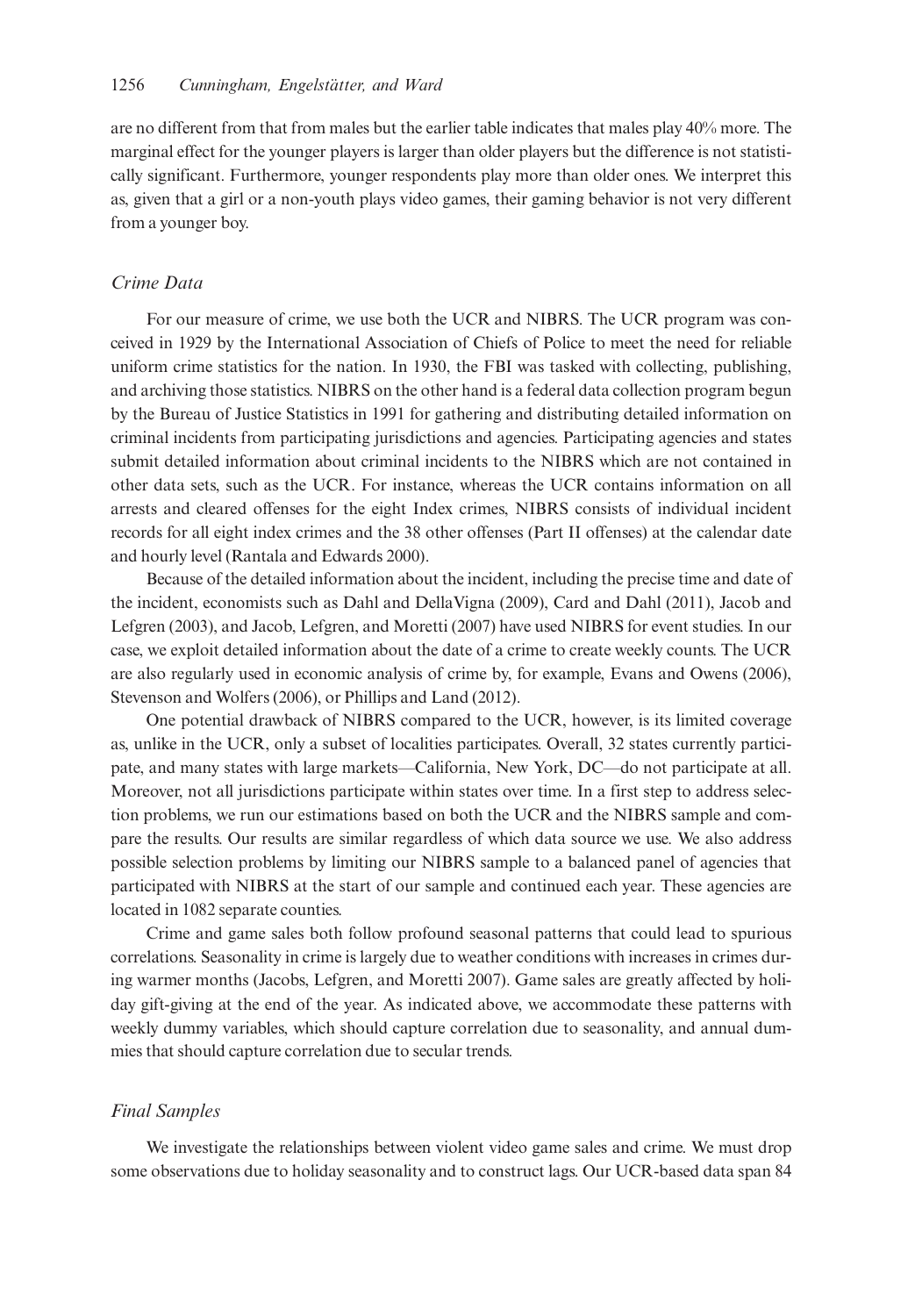are no different from that from males but the earlier table indicates that males play 40% more. The marginal effect for the younger players is larger than older players but the difference is not statistically significant. Furthermore, younger respondents play more than older ones. We interpret this as, given that a girl or a non-youth plays video games, their gaming behavior is not very different from a younger boy.

### *Crime Data*

For our measure of crime, we use both the UCR and NIBRS. The UCR program was conceived in 1929 by the International Association of Chiefs of Police to meet the need for reliable uniform crime statistics for the nation. In 1930, the FBI was tasked with collecting, publishing, and archiving those statistics. NIBRS on the other hand is a federal data collection program begun by the Bureau of Justice Statistics in 1991 for gathering and distributing detailed information on criminal incidents from participating jurisdictions and agencies. Participating agencies and states submit detailed information about criminal incidents to the NIBRS which are not contained in other data sets, such as the UCR. For instance, whereas the UCR contains information on all arrests and cleared offenses for the eight Index crimes, NIBRS consists of individual incident records for all eight index crimes and the 38 other offenses (Part II offenses) at the calendar date and hourly level (Rantala and Edwards 2000).

Because of the detailed information about the incident, including the precise time and date of the incident, economists such as Dahl and DellaVigna (2009), Card and Dahl (2011), Jacob and Lefgren (2003), and Jacob, Lefgren, and Moretti (2007) have used NIBRS for event studies. In our case, we exploit detailed information about the date of a crime to create weekly counts. The UCR are also regularly used in economic analysis of crime by, for example, Evans and Owens (2006), Stevenson and Wolfers (2006), or Phillips and Land (2012).

One potential drawback of NIBRS compared to the UCR, however, is its limited coverage as, unlike in the UCR, only a subset of localities participates. Overall, 32 states currently participate, and many states with large markets—California, New York, DC—do not participate at all. Moreover, not all jurisdictions participate within states over time. In a first step to address selection problems, we run our estimations based on both the UCR and the NIBRS sample and compare the results. Our results are similar regardless of which data source we use. We also address possible selection problems by limiting our NIBRS sample to a balanced panel of agencies that participated with NIBRS at the start of our sample and continued each year. These agencies are located in 1082 separate counties.

Crime and game sales both follow profound seasonal patterns that could lead to spurious correlations. Seasonality in crime is largely due to weather conditions with increases in crimes during warmer months (Jacobs, Lefgren, and Moretti 2007). Game sales are greatly affected by holiday gift-giving at the end of the year. As indicated above, we accommodate these patterns with weekly dummy variables, which should capture correlation due to seasonality, and annual dummies that should capture correlation due to secular trends.

### *Final Samples*

We investigate the relationships between violent video game sales and crime. We must drop some observations due to holiday seasonality and to construct lags. Our UCR-based data span 84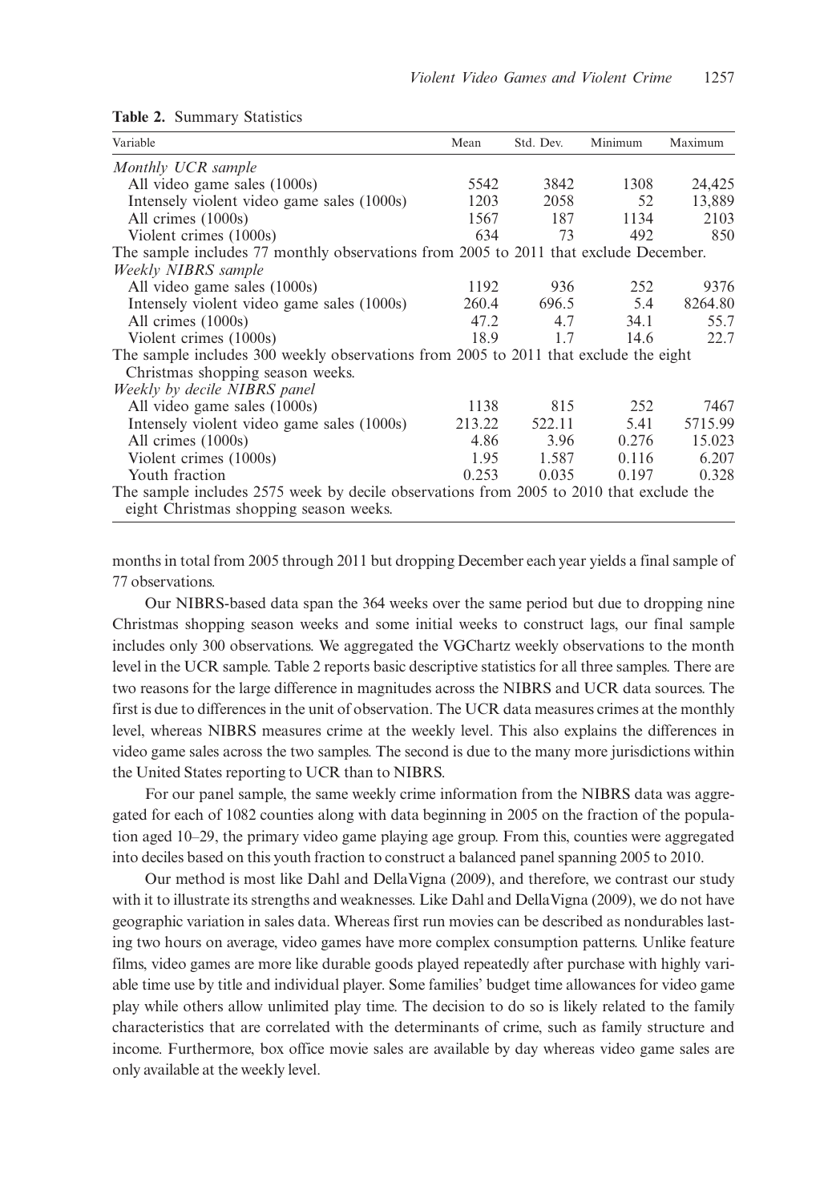**Table 2.** Summary Statistics

| Variable | Mean | Std. Dev. | Minimum | Maximum |
|---|---|---|---|---|
| *Monthly UCR sample* | | | | |
| All video game sales (1000s) | 5542 | 3842 | 1308 | 24,425 |
| Intensely violent video game sales (1000s) | 1203 | 2058 | 52 | 13,889 |
| All crimes (1000s) | 1567 | 187 | 1134 | 2103 |
| Violent crimes (1000s) | 634 | 73 | 492 | 850 |
| The sample includes 77 monthly observations from 2005 to 2011 that exclude December. | | | | |
| *Weekly NIBRS sample* | | | | |
| All video game sales (1000s) | 1192 | 936 | 252 | 9376 |
| Intensely violent video game sales (1000s) | 260.4 | 696.5 | 5.4 | 8264.80 |
| All crimes (1000s) | 47.2 | 4.7 | 34.1 | 55.7 |
| Violent crimes (1000s) | 18.9 | 1.7 | 14.6 | 22.7 |
| The sample includes 300 weekly observations from 2005 to 2011 that exclude the eight Christmas shopping season weeks. | | | | |
| *Weekly by decile NIBRS panel* | | | | |
| All video game sales (1000s) | 1138 | 815 | 252 | 7467 |
| Intensely violent video game sales (1000s) | 213.22 | 522.11 | 5.41 | 5715.99 |
| All crimes (1000s) | 4.86 | 3.96 | 0.276 | 15.023 |
| Violent crimes (1000s) | 1.95 | 1.587 | 0.116 | 6.207 |
| Youth fraction | 0.253 | 0.035 | 0.197 | 0.328 |
| The sample includes 2575 week by decile observations from 2005 to 2010 that exclude the eight Christmas shopping season weeks. | | | | |

months in total from 2005 through 2011 but dropping December each year yields a final sample of 77 observations.

Our NIBRS-based data span the 364 weeks over the same period but due to dropping nine Christmas shopping season weeks and some initial weeks to construct lags, our final sample includes only 300 observations. We aggregated the VGChartz weekly observations to the month level in the UCR sample. Table 2 reports basic descriptive statistics for all three samples. There are two reasons for the large difference in magnitudes across the NIBRS and UCR data sources. The first is due to differences in the unit of observation. The UCR data measures crimes at the monthly level, whereas NIBRS measures crime at the weekly level. This also explains the differences in video game sales across the two samples. The second is due to the many more jurisdictions within the United States reporting to UCR than to NIBRS.

For our panel sample, the same weekly crime information from the NIBRS data was aggregated for each of 1082 counties along with data beginning in 2005 on the fraction of the population aged 10–29, the primary video game playing age group. From this, counties were aggregated into deciles based on this youth fraction to construct a balanced panel spanning 2005 to 2010.

Our method is most like Dahl and DellaVigna (2009), and therefore, we contrast our study with it to illustrate its strengths and weaknesses. Like Dahl and DellaVigna (2009), we do not have geographic variation in sales data. Whereas first run movies can be described as nondurables lasting two hours on average, video games have more complex consumption patterns. Unlike feature films, video games are more like durable goods played repeatedly after purchase with highly variable time use by title and individual player. Some families' budget time allowances for video game play while others allow unlimited play time. The decision to do so is likely related to the family characteristics that are correlated with the determinants of crime, such as family structure and income. Furthermore, box office movie sales are available by day whereas video game sales are only available at the weekly level.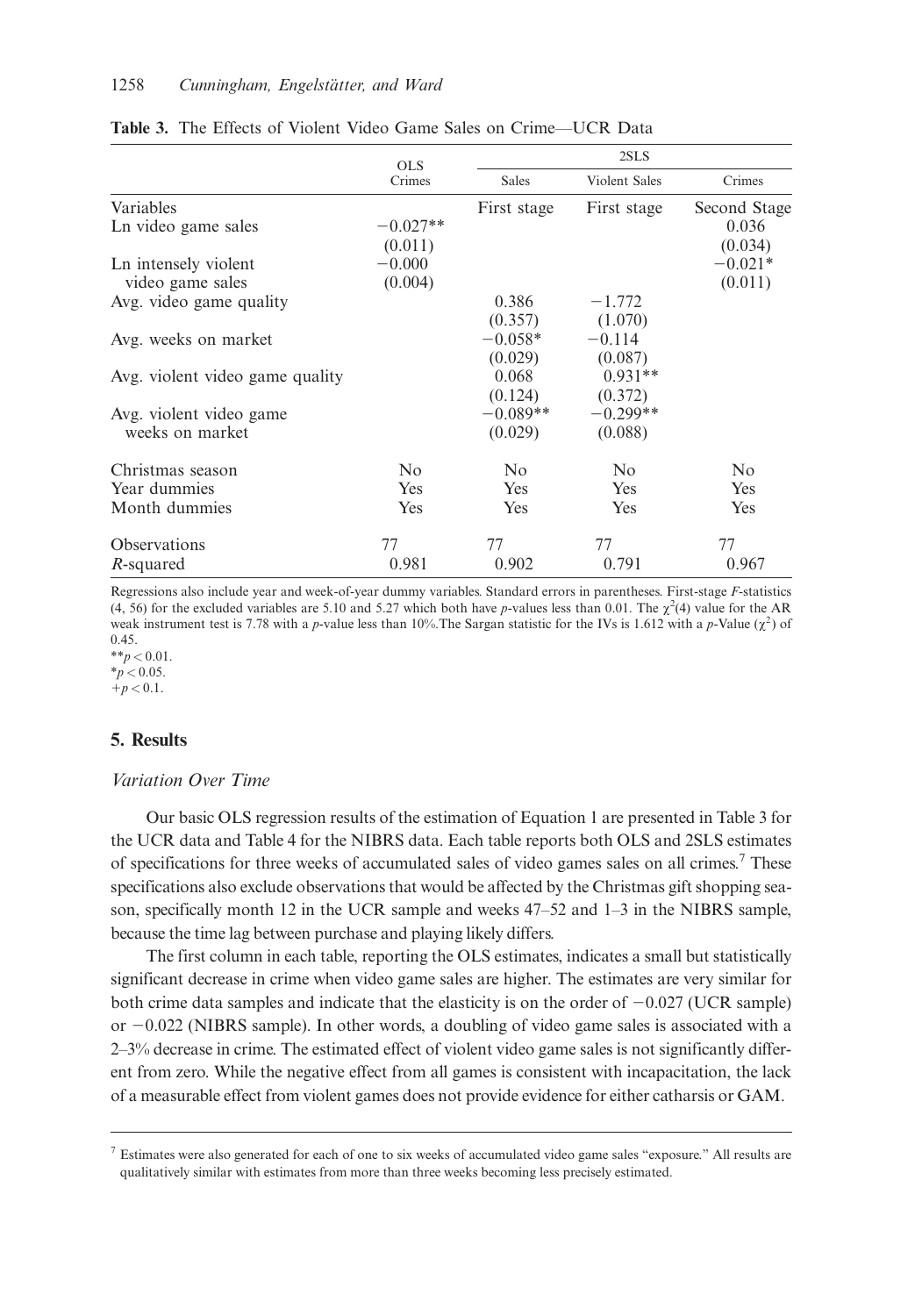**Table 3.** The Effects of Violent Video Game Sales on Crime—UCR Data

| | OLS | 2SLS | | |
|---|---|---|---|---|
| | Crimes | Sales | Violent Sales | Crimes |
| Variables | | First stage | First stage | Second Stage |
| Ln video game sales | −0.027** | | | 0.036 |
| | (0.011) | | | (0.034) |
| Ln intensely violent video game sales | −0.000 | | | −0.021* |
| | (0.004) | | | (0.011) |
| Avg. video game quality | | 0.386 | −1.772 | |
| | | (0.357) | (1.070) | |
| Avg. weeks on market | | −0.058* | −0.114 | |
| | | (0.029) | (0.087) | |
| Avg. violent video game quality | | 0.068 | 0.931** | |
| | | (0.124) | (0.372) | |
| Avg. violent video game weeks on market | | −0.089** | −0.299** | |
| | | (0.029) | (0.088) | |
| Christmas season | No | No | No | No |
| Year dummies | Yes | Yes | Yes | Yes |
| Month dummies | Yes | Yes | Yes | Yes |
| Observations | 77 | 77 | 77 | 77 |
| *R*-squared | 0.981 | 0.902 | 0.791 | 0.967 |

Regressions also include year and week-of-year dummy variables. Standard errors in parentheses. First-stage *F*-statistics (4, 56) for the excluded variables are 5.10 and 5.27 which both have *p*-values less than 0.01. The $\chi^2(4)$ value for the AR weak instrument test is 7.78 with a *p*-value less than 10%. The Sargan statistic for the IVs is 1.612 with a *p*-Value ($\chi^2$) of 0.45.

**$p < 0.01$.

*$p < 0.05$.

+$p < 0.1$.

## 5. Results

### *Variation Over Time*

Our basic OLS regression results of the estimation of Equation 1 are presented in Table 3 for the UCR data and Table 4 for the NIBRS data. Each table reports both OLS and 2SLS estimates of specifications for three weeks of accumulated sales of video games sales on all crimes.[7] These specifications also exclude observations that would be affected by the Christmas gift shopping season, specifically month 12 in the UCR sample and weeks 47–52 and 1–3 in the NIBRS sample, because the time lag between purchase and playing likely differs.

The first column in each table, reporting the OLS estimates, indicates a small but statistically significant decrease in crime when video game sales are higher. The estimates are very similar for both crime data samples and indicate that the elasticity is on the order of −0.027 (UCR sample) or −0.022 (NIBRS sample). In other words, a doubling of video game sales is associated with a 2–3% decrease in crime. The estimated effect of violent video game sales is not significantly different from zero. While the negative effect from all games is consistent with incapacitation, the lack of a measurable effect from violent games does not provide evidence for either catharsis or GAM.

[7] Estimates were also generated for each of one to six weeks of accumulated video game sales "exposure." All results are qualitatively similar with estimates from more than three weeks becoming less precisely estimated.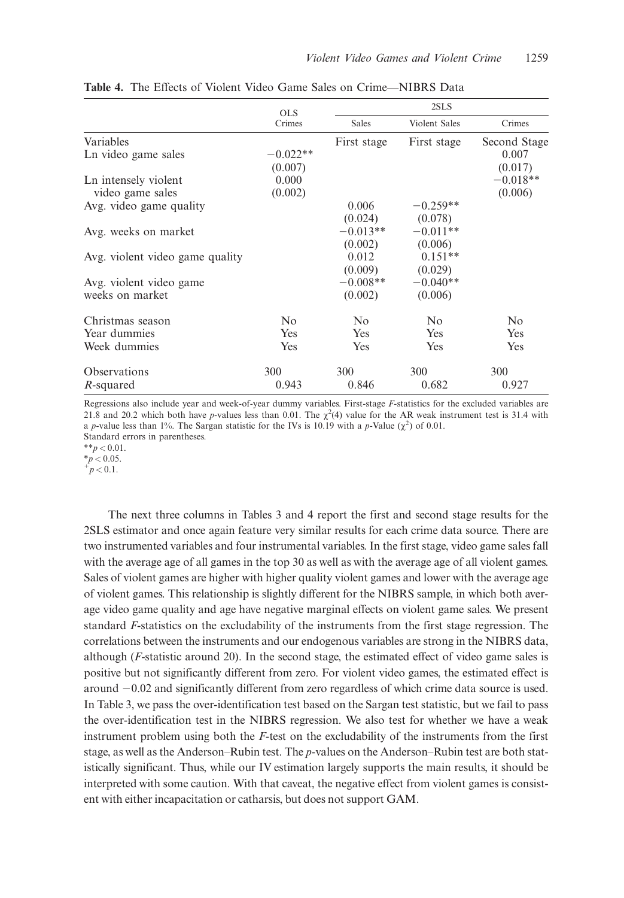**Table 4.** The Effects of Violent Video Game Sales on Crime—NIBRS Data

| | OLS | 2SLS | | |
|---|---|---|---|---|
| | Crimes | Sales | Violent Sales | Crimes |
| Variables | | First stage | First stage | Second Stage |
| Ln video game sales | −0.022** | | | 0.007 |
| | (0.007) | | | (0.017) |
| Ln intensely violent video game sales | 0.000 | | | −0.018** |
| | (0.002) | | | (0.006) |
| Avg. video game quality | | 0.006 | −0.259** | |
| | | (0.024) | (0.078) | |
| Avg. weeks on market | | −0.013** | −0.011** | |
| | | (0.002) | (0.006) | |
| Avg. violent video game quality | | 0.012 | 0.151** | |
| | | (0.009) | (0.029) | |
| Avg. violent video game weeks on market | | −0.008** | −0.040** | |
| | | (0.002) | (0.006) | |
| Christmas season | No | No | No | No |
| Year dummies | Yes | Yes | Yes | Yes |
| Week dummies | Yes | Yes | Yes | Yes |
| Observations | 300 | 300 | 300 | 300 |
| $R$-squared | 0.943 | 0.846 | 0.682 | 0.927 |

Regressions also include year and week-of-year dummy variables. First-stage $F$-statistics for the excluded variables are 21.8 and 20.2 which both have $p$-values less than 0.01. The $\chi^2(4)$ value for the AR weak instrument test is 31.4 with a $p$-value less than 1%. The Sargan statistic for the IVs is 10.19 with a $p$-Value ($\chi^2$) of 0.01.
Standard errors in parentheses.
**$p < 0.01$.
*$p < 0.05$.
$^+p < 0.1$.

The next three columns in Tables 3 and 4 report the first and second stage results for the 2SLS estimator and once again feature very similar results for each crime data source. There are two instrumented variables and four instrumental variables. In the first stage, video game sales fall with the average age of all games in the top 30 as well as with the average age of all violent games. Sales of violent games are higher with higher quality violent games and lower with the average age of violent games. This relationship is slightly different for the NIBRS sample, in which both average video game quality and age have negative marginal effects on violent game sales. We present standard $F$-statistics on the excludability of the instruments from the first stage regression. The correlations between the instruments and our endogenous variables are strong in the NIBRS data, although ($F$-statistic around 20). In the second stage, the estimated effect of video game sales is positive but not significantly different from zero. For violent video games, the estimated effect is around −0.02 and significantly different from zero regardless of which crime data source is used. In Table 3, we pass the over-identification test based on the Sargan test statistic, but we fail to pass the over-identification test in the NIBRS regression. We also test for whether we have a weak instrument problem using both the $F$-test on the excludability of the instruments from the first stage, as well as the Anderson–Rubin test. The $p$-values on the Anderson–Rubin test are both statistically significant. Thus, while our IV estimation largely supports the main results, it should be interpreted with some caution. With that caveat, the negative effect from violent games is consistent with either incapacitation or catharsis, but does not support GAM.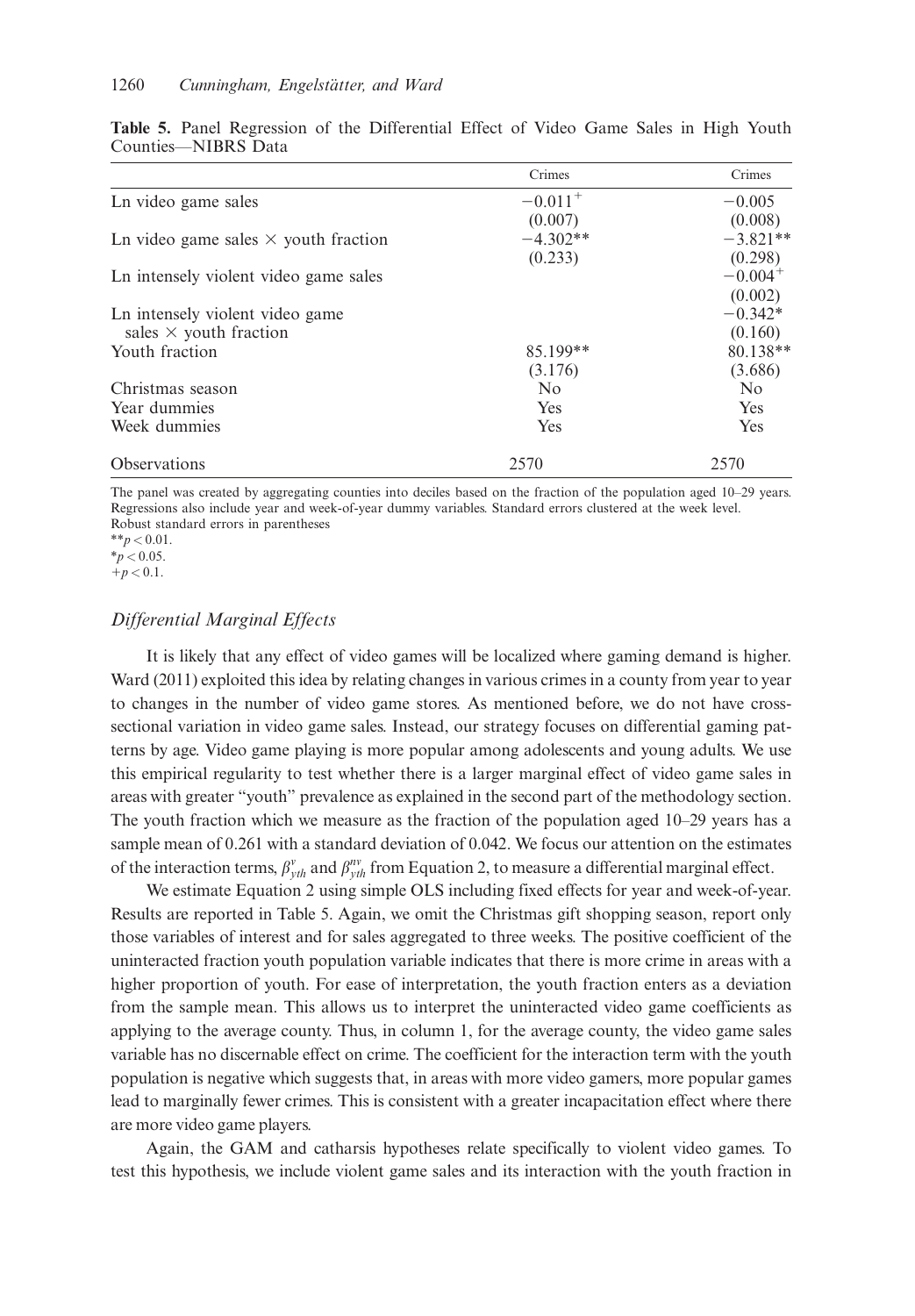**Table 5.** Panel Regression of the Differential Effect of Video Game Sales in High Youth Counties—NIBRS Data

| | Crimes | Crimes |
|---|---|---|
| Ln video game sales | $-0.011^{+}$ | $-0.005$ |
| | (0.007) | (0.008) |
| Ln video game sales × youth fraction | $-4.302^{**}$ | $-3.821^{**}$ |
| | (0.233) | (0.298) |
| Ln intensely violent video game sales | | $-0.004^{+}$ |
| | | (0.002) |
| Ln intensely violent video game sales × youth fraction | | $-0.342^{*}$ |
| | | (0.160) |
| Youth fraction | $85.199^{**}$ | $80.138^{**}$ |
| | (3.176) | (3.686) |
| Christmas season | No | No |
| Year dummies | Yes | Yes |
| Week dummies | Yes | Yes |
| Observations | 2570 | 2570 |

The panel was created by aggregating counties into deciles based on the fraction of the population aged 10–29 years. Regressions also include year and week-of-year dummy variables. Standard errors clustered at the week level.
Robust standard errors in parentheses
$^{**}p < 0.01$.
$^{*}p < 0.05$.
$^{+}p < 0.1$.

### *Differential Marginal Effects*

It is likely that any effect of video games will be localized where gaming demand is higher. Ward (2011) exploited this idea by relating changes in various crimes in a county from year to year to changes in the number of video game stores. As mentioned before, we do not have cross-sectional variation in video game sales. Instead, our strategy focuses on differential gaming patterns by age. Video game playing is more popular among adolescents and young adults. We use this empirical regularity to test whether there is a larger marginal effect of video game sales in areas with greater "youth" prevalence as explained in the second part of the methodology section. The youth fraction which we measure as the fraction of the population aged 10–29 years has a sample mean of 0.261 with a standard deviation of 0.042. We focus our attention on the estimates of the interaction terms, $\beta^{v}_{yth}$ and $\beta^{nv}_{yth}$ from Equation 2, to measure a differential marginal effect.

We estimate Equation 2 using simple OLS including fixed effects for year and week-of-year. Results are reported in Table 5. Again, we omit the Christmas gift shopping season, report only those variables of interest and for sales aggregated to three weeks. The positive coefficient of the uninteracted fraction youth population variable indicates that there is more crime in areas with a higher proportion of youth. For ease of interpretation, the youth fraction enters as a deviation from the sample mean. This allows us to interpret the uninteracted video game coefficients as applying to the average county. Thus, in column 1, for the average county, the video game sales variable has no discernable effect on crime. The coefficient for the interaction term with the youth population is negative which suggests that, in areas with more video gamers, more popular games lead to marginally fewer crimes. This is consistent with a greater incapacitation effect where there are more video game players.

Again, the GAM and catharsis hypotheses relate specifically to violent video games. To test this hypothesis, we include violent game sales and its interaction with the youth fraction in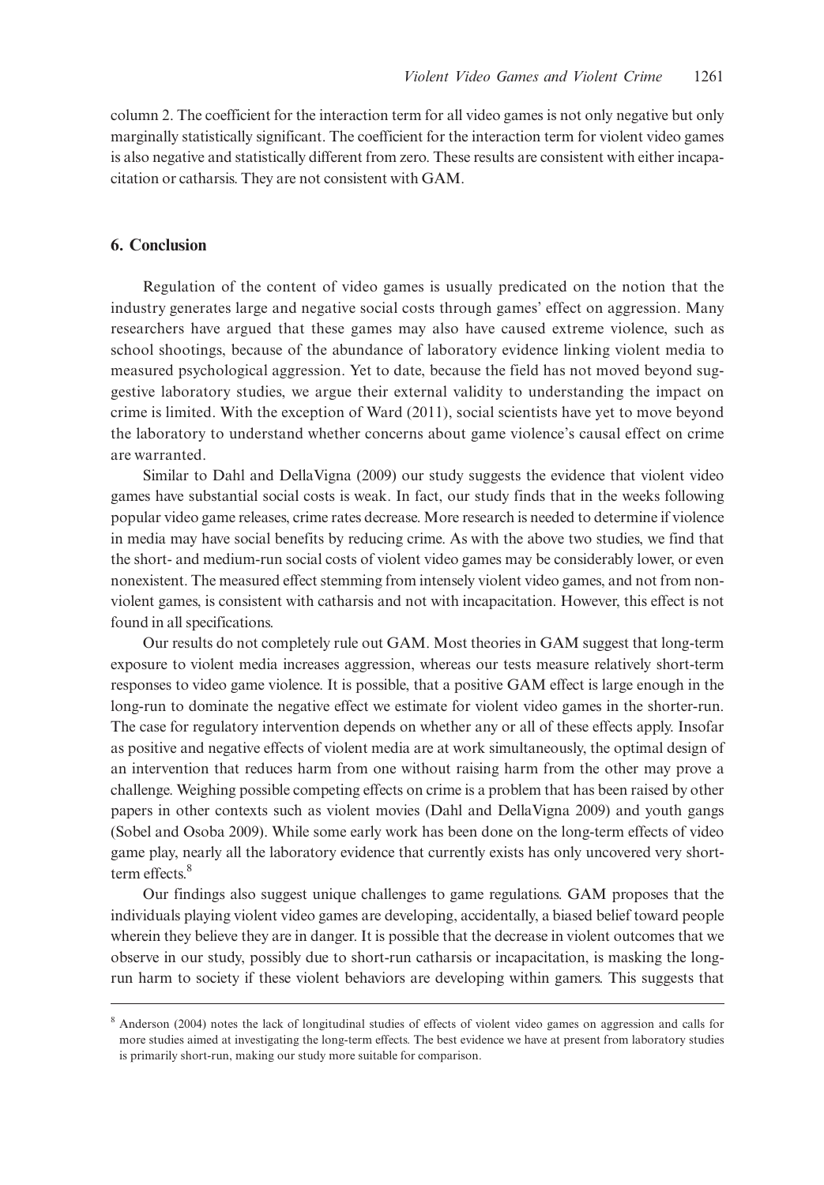column 2. The coefficient for the interaction term for all video games is not only negative but only marginally statistically significant. The coefficient for the interaction term for violent video games is also negative and statistically different from zero. These results are consistent with either incapacitation or catharsis. They are not consistent with GAM.

## 6. Conclusion

Regulation of the content of video games is usually predicated on the notion that the industry generates large and negative social costs through games' effect on aggression. Many researchers have argued that these games may also have caused extreme violence, such as school shootings, because of the abundance of laboratory evidence linking violent media to measured psychological aggression. Yet to date, because the field has not moved beyond suggestive laboratory studies, we argue their external validity to understanding the impact on crime is limited. With the exception of Ward (2011), social scientists have yet to move beyond the laboratory to understand whether concerns about game violence's causal effect on crime are warranted.

Similar to Dahl and DellaVigna (2009) our study suggests the evidence that violent video games have substantial social costs is weak. In fact, our study finds that in the weeks following popular video game releases, crime rates decrease. More research is needed to determine if violence in media may have social benefits by reducing crime. As with the above two studies, we find that the short- and medium-run social costs of violent video games may be considerably lower, or even nonexistent. The measured effect stemming from intensely violent video games, and not from nonviolent games, is consistent with catharsis and not with incapacitation. However, this effect is not found in all specifications.

Our results do not completely rule out GAM. Most theories in GAM suggest that long-term exposure to violent media increases aggression, whereas our tests measure relatively short-term responses to video game violence. It is possible, that a positive GAM effect is large enough in the long-run to dominate the negative effect we estimate for violent video games in the shorter-run. The case for regulatory intervention depends on whether any or all of these effects apply. Insofar as positive and negative effects of violent media are at work simultaneously, the optimal design of an intervention that reduces harm from one without raising harm from the other may prove a challenge. Weighing possible competing effects on crime is a problem that has been raised by other papers in other contexts such as violent movies (Dahl and DellaVigna 2009) and youth gangs (Sobel and Osoba 2009). While some early work has been done on the long-term effects of video game play, nearly all the laboratory evidence that currently exists has only uncovered very short-term effects.[8]

Our findings also suggest unique challenges to game regulations. GAM proposes that the individuals playing violent video games are developing, accidentally, a biased belief toward people wherein they believe they are in danger. It is possible that the decrease in violent outcomes that we observe in our study, possibly due to short-run catharsis or incapacitation, is masking the long-run harm to society if these violent behaviors are developing within gamers. This suggests that

[8] Anderson (2004) notes the lack of longitudinal studies of effects of violent video games on aggression and calls for more studies aimed at investigating the long-term effects. The best evidence we have at present from laboratory studies is primarily short-run, making our study more suitable for comparison.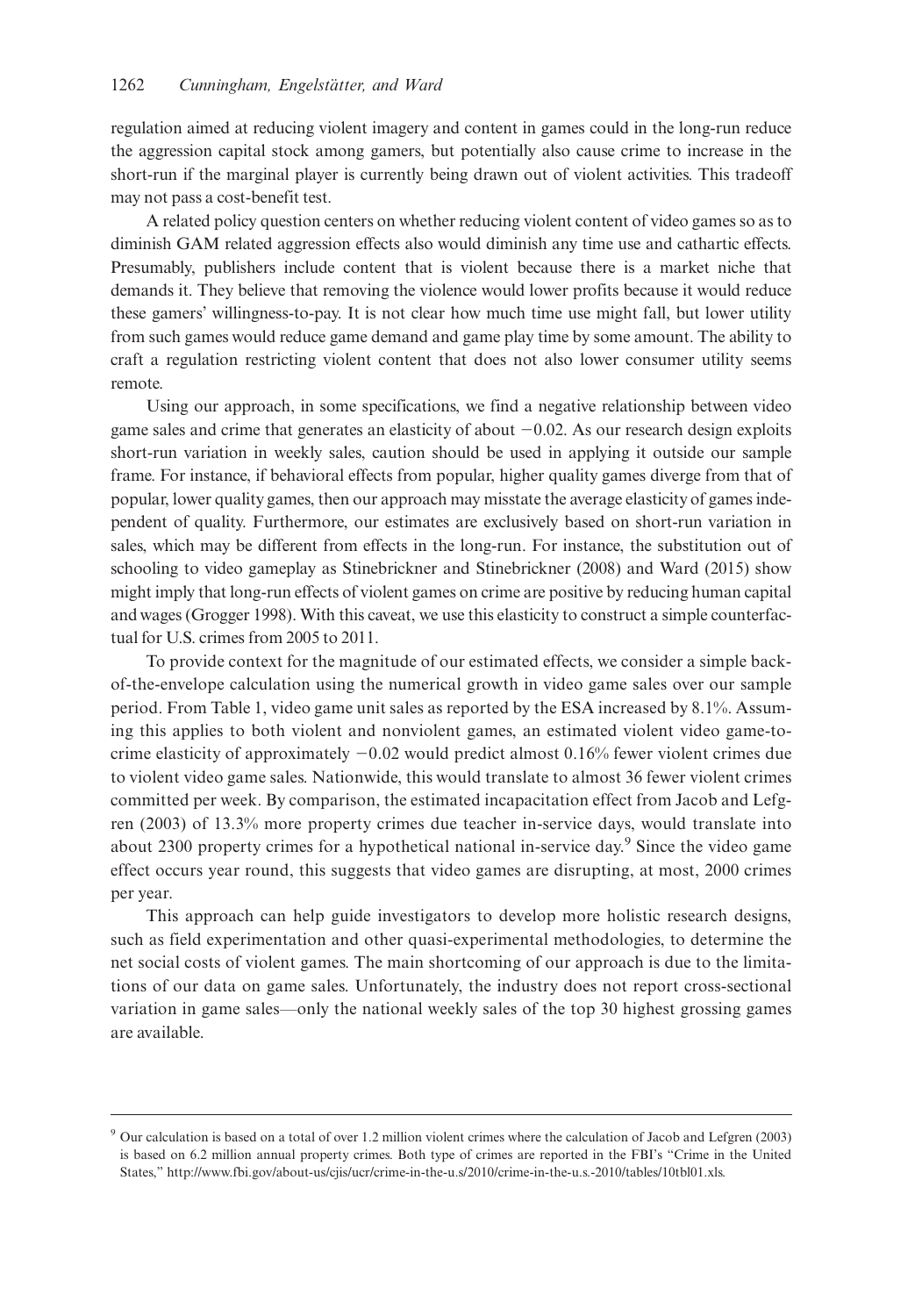regulation aimed at reducing violent imagery and content in games could in the long-run reduce the aggression capital stock among gamers, but potentially also cause crime to increase in the short-run if the marginal player is currently being drawn out of violent activities. This tradeoff may not pass a cost-benefit test.

A related policy question centers on whether reducing violent content of video games so as to diminish GAM related aggression effects also would diminish any time use and cathartic effects. Presumably, publishers include content that is violent because there is a market niche that demands it. They believe that removing the violence would lower profits because it would reduce these gamers' willingness-to-pay. It is not clear how much time use might fall, but lower utility from such games would reduce game demand and game play time by some amount. The ability to craft a regulation restricting violent content that does not also lower consumer utility seems remote.

Using our approach, in some specifications, we find a negative relationship between video game sales and crime that generates an elasticity of about $-0.02$. As our research design exploits short-run variation in weekly sales, caution should be used in applying it outside our sample frame. For instance, if behavioral effects from popular, higher quality games diverge from that of popular, lower quality games, then our approach may misstate the average elasticity of games independent of quality. Furthermore, our estimates are exclusively based on short-run variation in sales, which may be different from effects in the long-run. For instance, the substitution out of schooling to video gameplay as Stinebrickner and Stinebrickner (2008) and Ward (2015) show might imply that long-run effects of violent games on crime are positive by reducing human capital and wages (Grogger 1998). With this caveat, we use this elasticity to construct a simple counterfactual for U.S. crimes from 2005 to 2011.

To provide context for the magnitude of our estimated effects, we consider a simple back-of-the-envelope calculation using the numerical growth in video game sales over our sample period. From Table 1, video game unit sales as reported by the ESA increased by 8.1%. Assuming this applies to both violent and nonviolent games, an estimated violent video game-to-crime elasticity of approximately $-0.02$ would predict almost 0.16% fewer violent crimes due to violent video game sales. Nationwide, this would translate to almost 36 fewer violent crimes committed per week. By comparison, the estimated incapacitation effect from Jacob and Lefgren (2003) of 13.3% more property crimes due teacher in-service days, would translate into about 2300 property crimes for a hypothetical national in-service day.[9] Since the video game effect occurs year round, this suggests that video games are disrupting, at most, 2000 crimes per year.

This approach can help guide investigators to develop more holistic research designs, such as field experimentation and other quasi-experimental methodologies, to determine the net social costs of violent games. The main shortcoming of our approach is due to the limitations of our data on game sales. Unfortunately, the industry does not report cross-sectional variation in game sales—only the national weekly sales of the top 30 highest grossing games are available.

[9] Our calculation is based on a total of over 1.2 million violent crimes where the calculation of Jacob and Lefgren (2003) is based on 6.2 million annual property crimes. Both type of crimes are reported in the FBI's "Crime in the United States," http://www.fbi.gov/about-us/cjis/ucr/crime-in-the-u.s/2010/crime-in-the-u.s.-2010/tables/10tbl01.xls.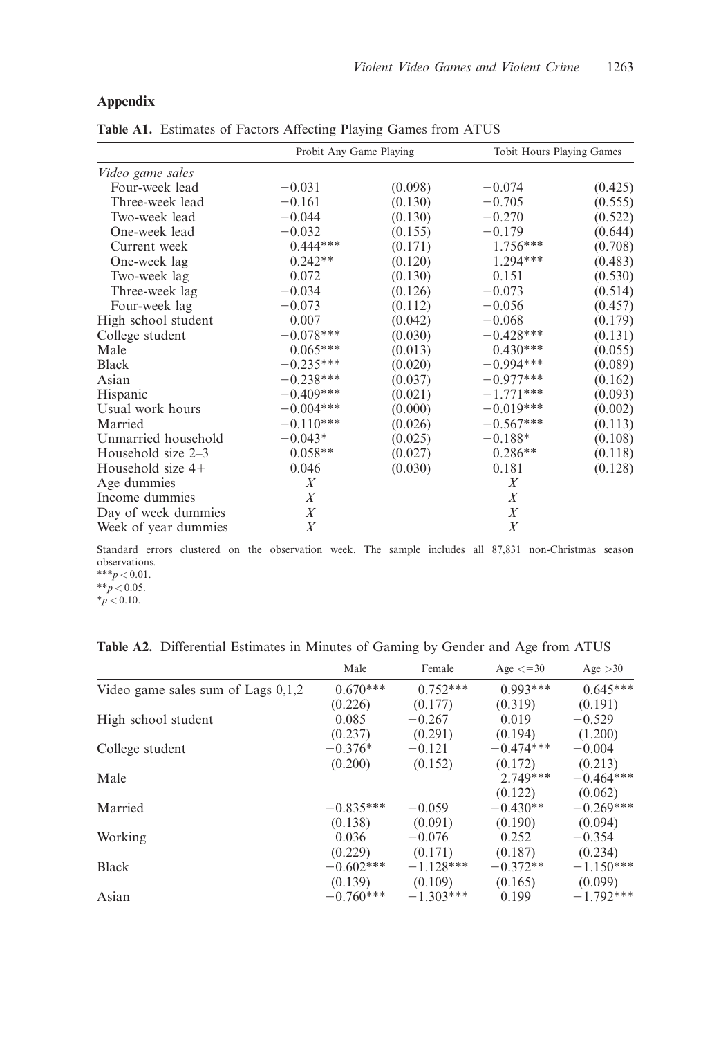## Appendix

**Table A1.** Estimates of Factors Affecting Playing Games from ATUS

| | Probit Any Game Playing | | Tobit Hours Playing Games | |
|---|---|---|---|---|
| *Video game sales* | | | | |
| Four-week lead | −0.031 | (0.098) | −0.074 | (0.425) |
| Three-week lead | −0.161 | (0.130) | −0.705 | (0.555) |
| Two-week lead | −0.044 | (0.130) | −0.270 | (0.522) |
| One-week lead | −0.032 | (0.155) | −0.179 | (0.644) |
| Current week | 0.444*** | (0.171) | 1.756*** | (0.708) |
| One-week lag | 0.242** | (0.120) | 1.294*** | (0.483) |
| Two-week lag | 0.072 | (0.130) | 0.151 | (0.530) |
| Three-week lag | −0.034 | (0.126) | −0.073 | (0.514) |
| Four-week lag | −0.073 | (0.112) | −0.056 | (0.457) |
| High school student | 0.007 | (0.042) | −0.068 | (0.179) |
| College student | −0.078*** | (0.030) | −0.428*** | (0.131) |
| Male | 0.065*** | (0.013) | 0.430*** | (0.055) |
| Black | −0.235*** | (0.020) | −0.994*** | (0.089) |
| Asian | −0.238*** | (0.037) | −0.977*** | (0.162) |
| Hispanic | −0.409*** | (0.021) | −1.771*** | (0.093) |
| Usual work hours | −0.004*** | (0.000) | −0.019*** | (0.002) |
| Married | −0.110*** | (0.026) | −0.567*** | (0.113) |
| Unmarried household | −0.043* | (0.025) | −0.188* | (0.108) |
| Household size 2–3 | 0.058** | (0.027) | 0.286** | (0.118) |
| Household size 4+ | 0.046 | (0.030) | 0.181 | (0.128) |
| Age dummies | *X* | | *X* | |
| Income dummies | *X* | | *X* | |
| Day of week dummies | *X* | | *X* | |
| Week of year dummies | *X* | | *X* | |

Standard errors clustered on the observation week. The sample includes all 87,831 non-Christmas season observations.
***$p < 0.01$.
**$p < 0.05$.
*$p < 0.10$.

**Table A2.** Differential Estimates in Minutes of Gaming by Gender and Age from ATUS

| | Male | Female | Age <=30 | Age >30 |
|---|---|---|---|---|
| Video game sales sum of Lags 0,1,2 | 0.670*** | 0.752*** | 0.993*** | 0.645*** |
| | (0.226) | (0.177) | (0.319) | (0.191) |
| High school student | 0.085 | −0.267 | 0.019 | −0.529 |
| | (0.237) | (0.291) | (0.194) | (1.200) |
| College student | −0.376* | −0.121 | −0.474*** | −0.004 |
| | (0.200) | (0.152) | (0.172) | (0.213) |
| Male | | | 2.749*** | −0.464*** |
| | | | (0.122) | (0.062) |
| Married | −0.835*** | −0.059 | −0.430** | −0.269*** |
| | (0.138) | (0.091) | (0.190) | (0.094) |
| Working | 0.036 | −0.076 | 0.252 | −0.354 |
| | (0.229) | (0.171) | (0.187) | (0.234) |
| Black | −0.602*** | −1.128*** | −0.372** | −1.150*** |
| | (0.139) | (0.109) | (0.165) | (0.099) |
| Asian | −0.760*** | −1.303*** | 0.199 | −1.792*** |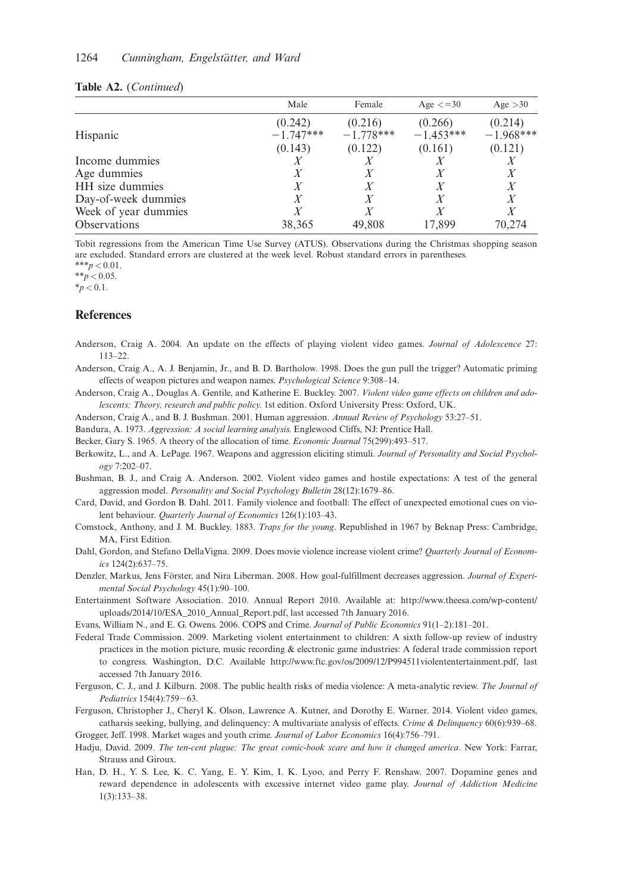**Table A2.** (*Continued*)

| | Male | Female | Age <=30 | Age >30 |
|---|---|---|---|---|
| | (0.242) | (0.216) | (0.266) | (0.214) |
| Hispanic | −1.747*** | −1.778*** | −1.453*** | −1.968*** |
| | (0.143) | (0.122) | (0.161) | (0.121) |
| Income dummies | *X* | *X* | *X* | *X* |
| Age dummies | *X* | *X* | *X* | *X* |
| HH size dummies | *X* | *X* | *X* | *X* |
| Day-of-week dummies | *X* | *X* | *X* | *X* |
| Week of year dummies | *X* | *X* | *X* | *X* |
| Observations | 38,365 | 49,808 | 17,899 | 70,274 |

Tobit regressions from the American Time Use Survey (ATUS). Observations during the Christmas shopping season are excluded. Standard errors are clustered at the week level. Robust standard errors in parentheses.
***$p < 0.01$.
**$p < 0.05$.
*$p < 0.1$.

## References

Anderson, Craig A. 2004. An update on the effects of playing violent video games. *Journal of Adolescence* 27: 113–22.

Anderson, Craig A., A. J. Benjamin, Jr., and B. D. Bartholow. 1998. Does the gun pull the trigger? Automatic priming effects of weapon pictures and weapon names. *Psychological Science* 9:308–14.

Anderson, Craig A., Douglas A. Gentile, and Katherine E. Buckley. 2007. *Violent video game effects on children and adolescents: Theory, research and public policy.* 1st edition. Oxford University Press: Oxford, UK.

Anderson, Craig A., and B. J. Bushman. 2001. Human aggression. *Annual Review of Psychology* 53:27–51.

Bandura, A. 1973. *Aggression: A social learning analysis.* Englewood Cliffs, NJ: Prentice Hall.

Becker, Gary S. 1965. A theory of the allocation of time. *Economic Journal* 75(299):493–517.

Berkowitz, L., and A. LePage. 1967. Weapons and aggression eliciting stimuli. *Journal of Personality and Social Psychology* 7:202–07.

Bushman, B. J., and Craig A. Anderson. 2002. Violent video games and hostile expectations: A test of the general aggression model. *Personality and Social Psychology Bulletin* 28(12):1679–86.

Card, David, and Gordon B. Dahl. 2011. Family violence and football: The effect of unexpected emotional cues on violent behaviour. *Quarterly Journal of Economics* 126(1):103–43.

Comstock, Anthony, and J. M. Buckley. 1883. *Traps for the young*. Republished in 1967 by Beknap Press: Cambridge, MA, First Edition.

Dahl, Gordon, and Stefano DellaVigna. 2009. Does movie violence increase violent crime? *Quarterly Journal of Economics* 124(2):637–75.

Denzler, Markus, Jens Förster, and Nira Liberman. 2008. How goal-fulfillment decreases aggression. *Journal of Experimental Social Psychology* 45(1):90–100.

Entertainment Software Association. 2010. Annual Report 2010. Available at: http://www.theesa.com/wp-content/uploads/2014/10/ESA_2010_Annual_Report.pdf, last accessed 7th January 2016.

Evans, William N., and E. G. Owens. 2006. COPS and Crime. *Journal of Public Economics* 91(1–2):181–201.

Federal Trade Commission. 2009. Marketing violent entertainment to children: A sixth follow-up review of industry practices in the motion picture, music recording & electronic game industries: A federal trade commission report to congress. Washington, D.C. Available http://www.ftc.gov/os/2009/12/P994511violententertainment.pdf, last accessed 7th January 2016.

Ferguson, C. J., and J. Kilburn. 2008. The public health risks of media violence: A meta-analytic review. *The Journal of Pediatrics* 154(4):759−63.

Ferguson, Christopher J., Cheryl K. Olson, Lawrence A. Kutner, and Dorothy E. Warner. 2014. Violent video games, catharsis seeking, bullying, and delinquency: A multivariate analysis of effects. *Crime & Delinquency* 60(6):939–68.

Grogger, Jeff. 1998. Market wages and youth crime. *Journal of Labor Economics* 16(4):756–791.

Hadju, David. 2009. *The ten-cent plague: The great comic-book scare and how it changed america*. New York: Farrar, Strauss and Giroux.

Han, D. H., Y. S. Lee, K. C. Yang, E. Y. Kim, I. K. Lyoo, and Perry F. Renshaw. 2007. Dopamine genes and reward dependence in adolescents with excessive internet video game play. *Journal of Addiction Medicine* 1(3):133–38.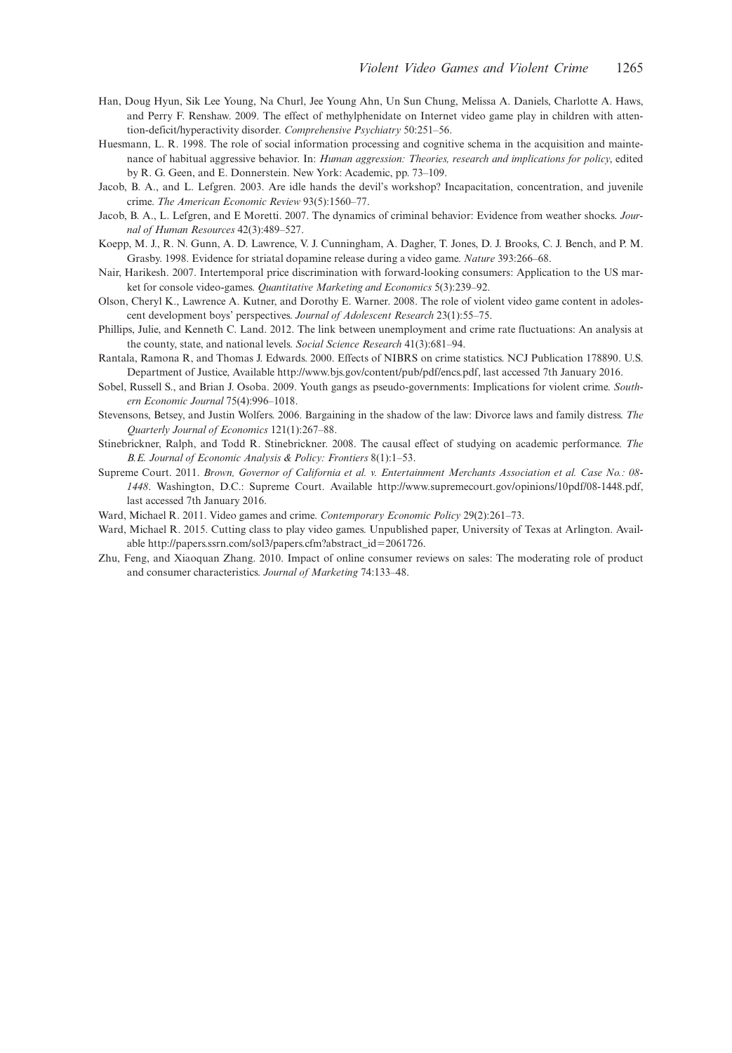Han, Doug Hyun, Sik Lee Young, Na Churl, Jee Young Ahn, Un Sun Chung, Melissa A. Daniels, Charlotte A. Haws, and Perry F. Renshaw. 2009. The effect of methylphenidate on Internet video game play in children with attention-deficit/hyperactivity disorder. *Comprehensive Psychiatry* 50:251–56.

Huesmann, L. R. 1998. The role of social information processing and cognitive schema in the acquisition and maintenance of habitual aggressive behavior. In: *Human aggression: Theories, research and implications for policy*, edited by R. G. Geen, and E. Donnerstein. New York: Academic, pp. 73–109.

Jacob, B. A., and L. Lefgren. 2003. Are idle hands the devil's workshop? Incapacitation, concentration, and juvenile crime. *The American Economic Review* 93(5):1560–77.

Jacob, B. A., L. Lefgren, and E Moretti. 2007. The dynamics of criminal behavior: Evidence from weather shocks. *Journal of Human Resources* 42(3):489–527.

Koepp, M. J., R. N. Gunn, A. D. Lawrence, V. J. Cunningham, A. Dagher, T. Jones, D. J. Brooks, C. J. Bench, and P. M. Grasby. 1998. Evidence for striatal dopamine release during a video game. *Nature* 393:266–68.

Nair, Harikesh. 2007. Intertemporal price discrimination with forward-looking consumers: Application to the US market for console video-games. *Quantitative Marketing and Economics* 5(3):239–92.

Olson, Cheryl K., Lawrence A. Kutner, and Dorothy E. Warner. 2008. The role of violent video game content in adolescent development boys' perspectives. *Journal of Adolescent Research* 23(1):55–75.

Phillips, Julie, and Kenneth C. Land. 2012. The link between unemployment and crime rate fluctuations: An analysis at the county, state, and national levels. *Social Science Research* 41(3):681–94.

Rantala, Ramona R, and Thomas J. Edwards. 2000. Effects of NIBRS on crime statistics. NCJ Publication 178890. U.S. Department of Justice, Available http://www.bjs.gov/content/pub/pdf/encs.pdf, last accessed 7th January 2016.

Sobel, Russell S., and Brian J. Osoba. 2009. Youth gangs as pseudo-governments: Implications for violent crime. *Southern Economic Journal* 75(4):996–1018.

Stevensons, Betsey, and Justin Wolfers. 2006. Bargaining in the shadow of the law: Divorce laws and family distress. *The Quarterly Journal of Economics* 121(1):267–88.

Stinebrickner, Ralph, and Todd R. Stinebrickner. 2008. The causal effect of studying on academic performance. *The B.E. Journal of Economic Analysis & Policy: Frontiers* 8(1):1–53.

Supreme Court. 2011. *Brown, Governor of California et al. v. Entertainment Merchants Association et al. Case No.: 08-1448*. Washington, D.C.: Supreme Court. Available http://www.supremecourt.gov/opinions/10pdf/08-1448.pdf, last accessed 7th January 2016.

Ward, Michael R. 2011. Video games and crime. *Contemporary Economic Policy* 29(2):261–73.

Ward, Michael R. 2015. Cutting class to play video games. Unpublished paper, University of Texas at Arlington. Available http://papers.ssrn.com/sol3/papers.cfm?abstract_id=2061726.

Zhu, Feng, and Xiaoquan Zhang. 2010. Impact of online consumer reviews on sales: The moderating role of product and consumer characteristics. *Journal of Marketing* 74:133–48.